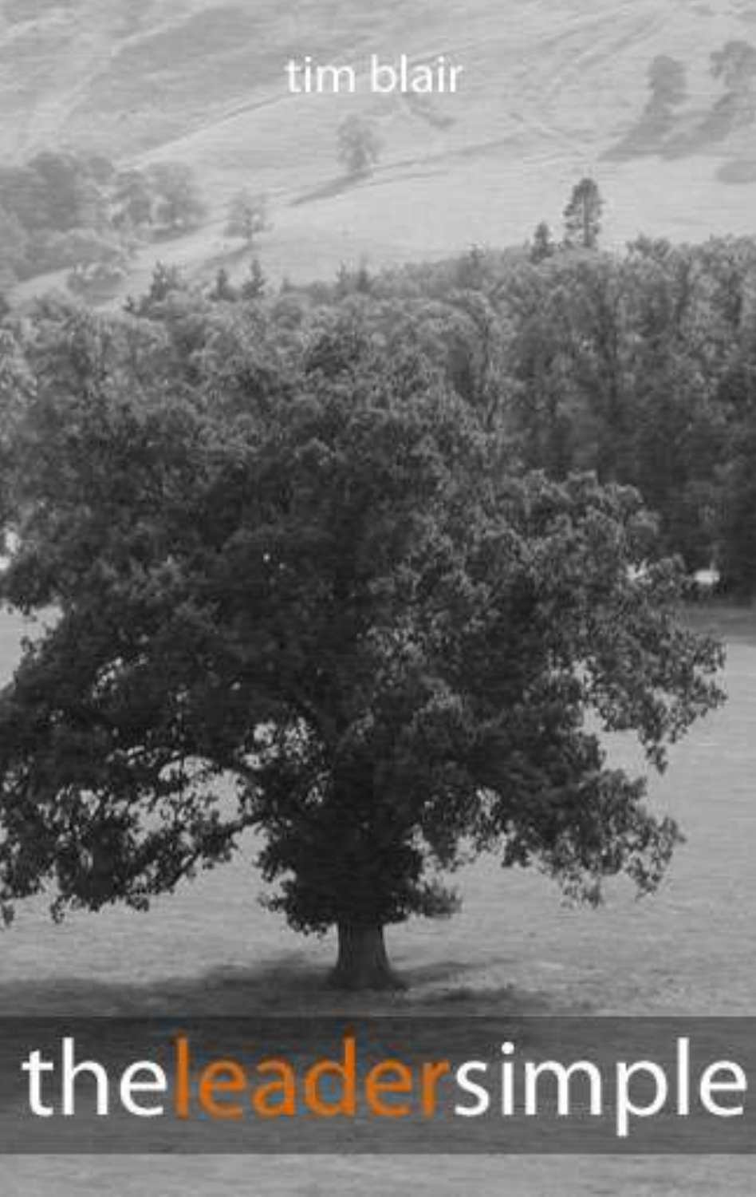tim blair

# theleadersimple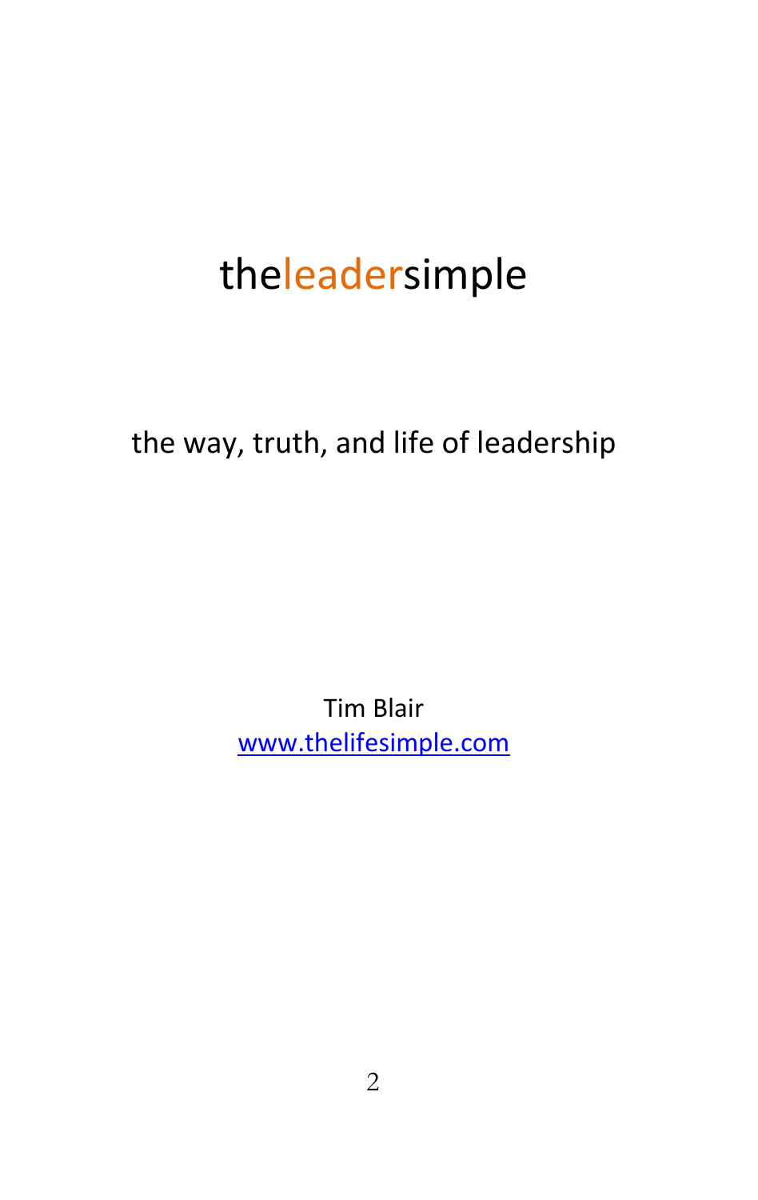# theleadersimple

the way, truth, and life of leadership

Tim Blair
[www.thelifesimple.com](http://www.thelifesimple.com)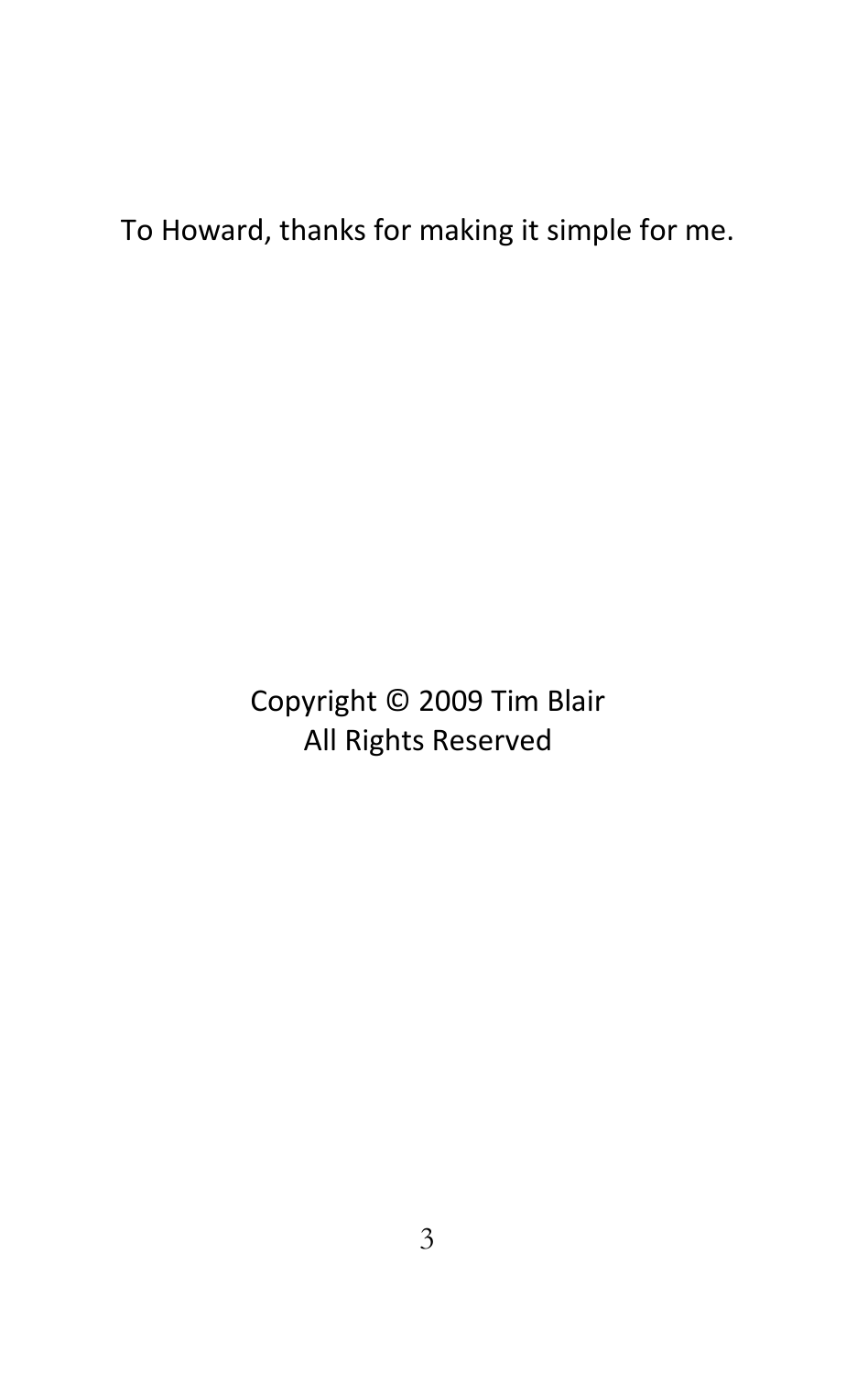To Howard, thanks for making it simple for me.

Copyright © 2009 Tim Blair
All Rights Reserved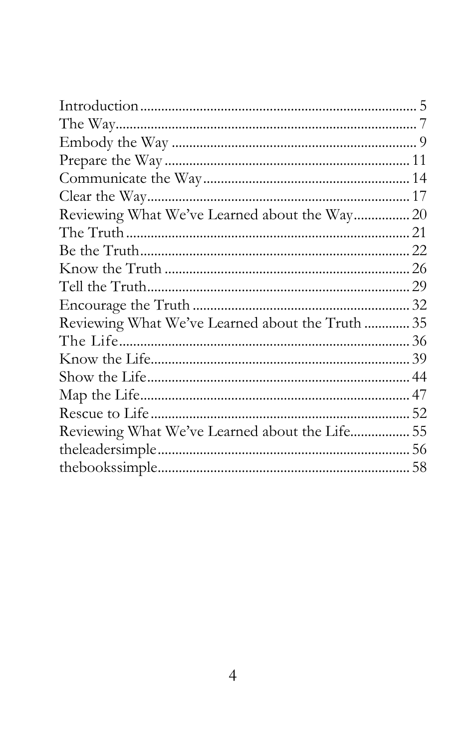Introduction ........ 5
The Way ........ 7
Embody the Way ........ 9
Prepare the Way ........ 11
Communicate the Way ........ 14
Clear the Way ........ 17
Reviewing What We've Learned about the Way ........ 20
The Truth ........ 21
Be the Truth ........ 22
Know the Truth ........ 26
Tell the Truth ........ 29
Encourage the Truth ........ 32
Reviewing What We've Learned about the Truth ........ 35
The Life ........ 36
Know the Life ........ 39
Show the Life ........ 44
Map the Life ........ 47
Rescue to Life ........ 52
Reviewing What We've Learned about the Life ........ 55
theleadersimple ........ 56
thebookssimple ........ 58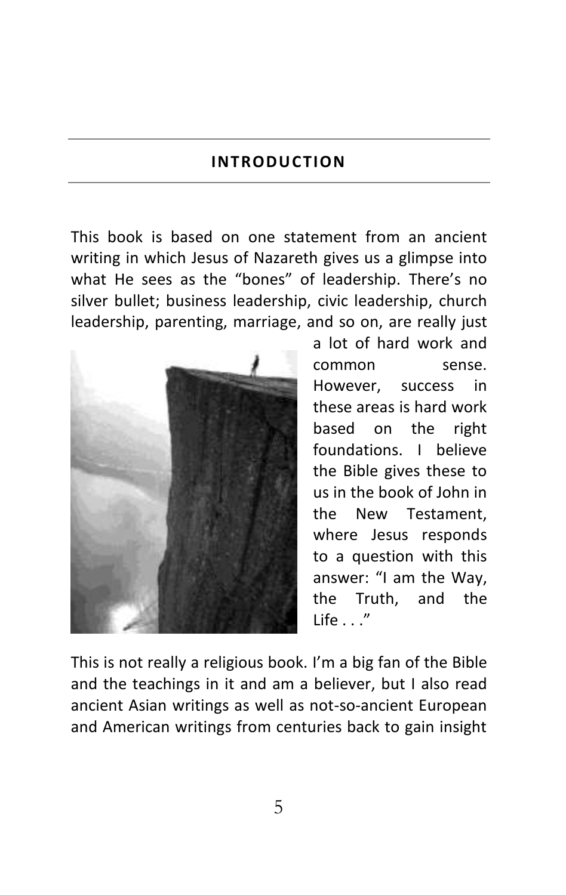## INTRODUCTION

This book is based on one statement from an ancient writing in which Jesus of Nazareth gives us a glimpse into what He sees as the "bones" of leadership. There's no silver bullet; business leadership, civic leadership, church leadership, parenting, marriage, and so on, are really just a lot of hard work and common sense. However, success in these areas is hard work based on the right foundations. I believe the Bible gives these to us in the book of John in the New Testament, where Jesus responds to a question with this answer: "I am the Way, the Truth, and the Life . . ."

This is not really a religious book. I'm a big fan of the Bible and the teachings in it and am a believer, but I also read ancient Asian writings as well as not-so-ancient European and American writings from centuries back to gain insight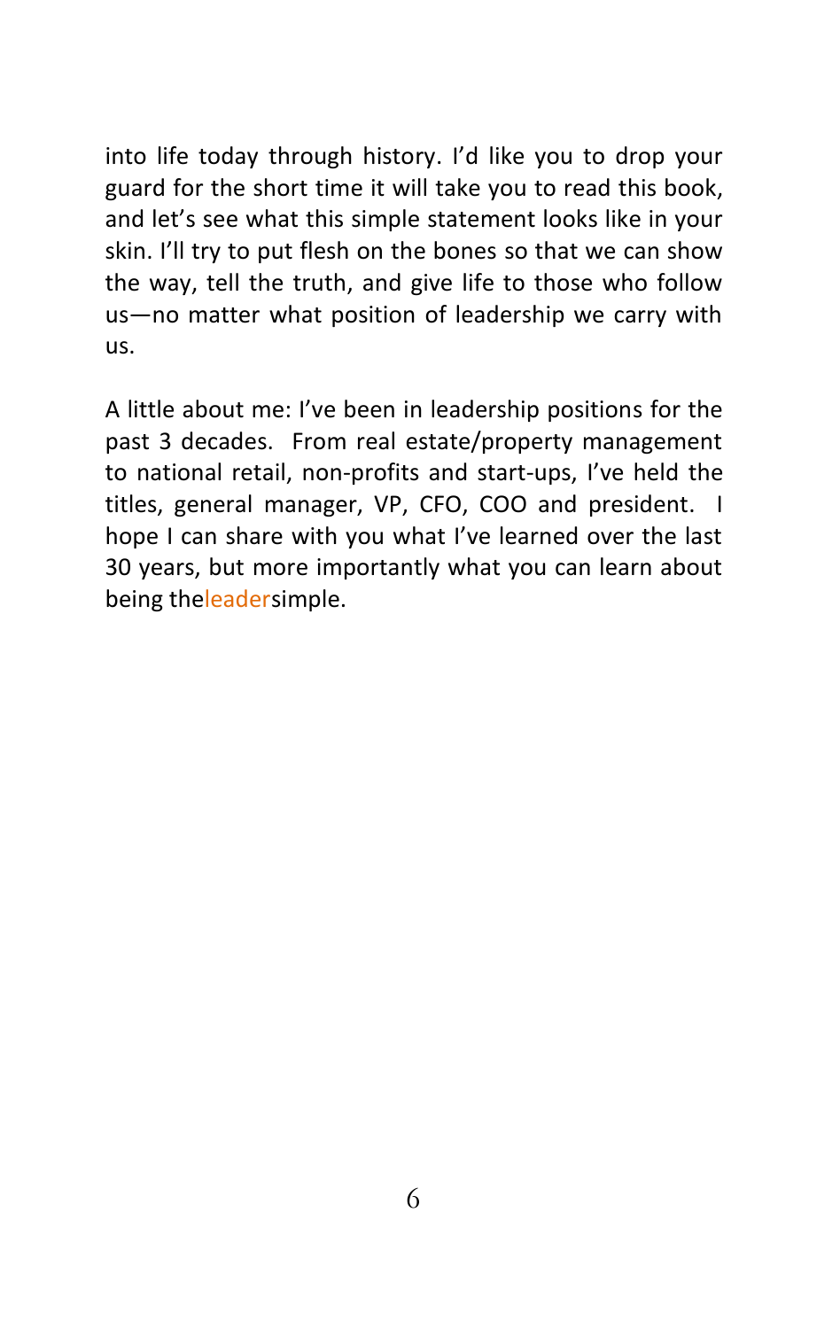into life today through history. I'd like you to drop your guard for the short time it will take you to read this book, and let's see what this simple statement looks like in your skin. I'll try to put flesh on the bones so that we can show the way, tell the truth, and give life to those who follow us—no matter what position of leadership we carry with us.

A little about me: I've been in leadership positions for the past 3 decades. From real estate/property management to national retail, non-profits and start-ups, I've held the titles, general manager, VP, CFO, COO and president. I hope I can share with you what I've learned over the last 30 years, but more importantly what you can learn about being theleadersimple.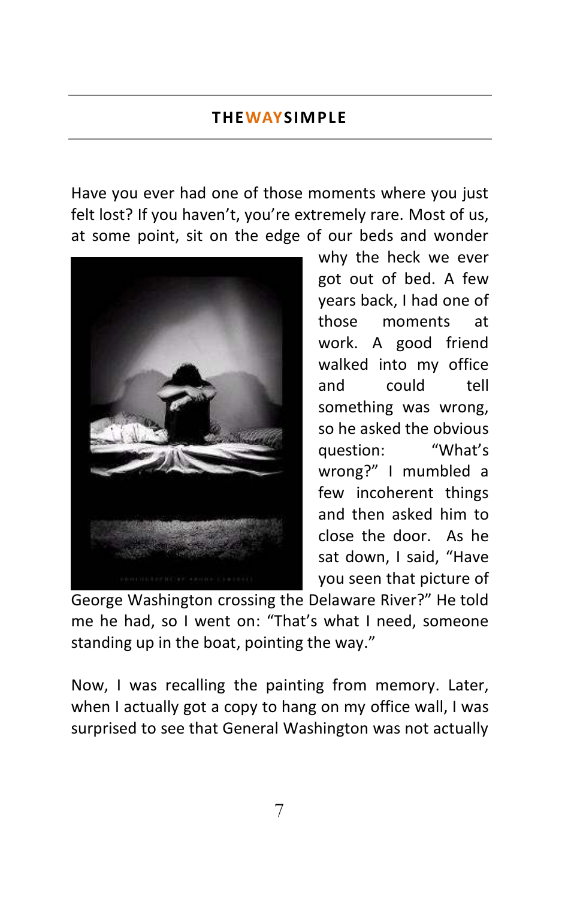Have you ever had one of those moments where you just felt lost? If you haven't, you're extremely rare. Most of us, at some point, sit on the edge of our beds and wonder why the heck we ever got out of bed. A few years back, I had one of those moments at work. A good friend walked into my office and could tell something was wrong, so he asked the obvious question: "What's wrong?" I mumbled a few incoherent things and then asked him to close the door. As he sat down, I said, "Have you seen that picture of George Washington crossing the Delaware River?" He told me he had, so I went on: "That's what I need, someone standing up in the boat, pointing the way."

Now, I was recalling the painting from memory. Later, when I actually got a copy to hang on my office wall, I was surprised to see that General Washington was not actually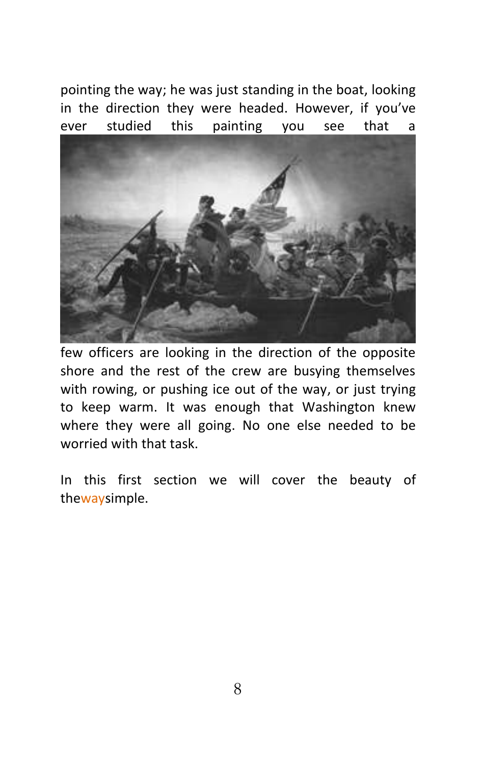pointing the way; he was just standing in the boat, looking in the direction they were headed. However, if you've ever studied this painting you see that a few officers are looking in the direction of the opposite shore and the rest of the crew are busying themselves with rowing, or pushing ice out of the way, or just trying to keep warm. It was enough that Washington knew where they were all going. No one else needed to be worried with that task.

In this first section we will cover the beauty of thewaysimple.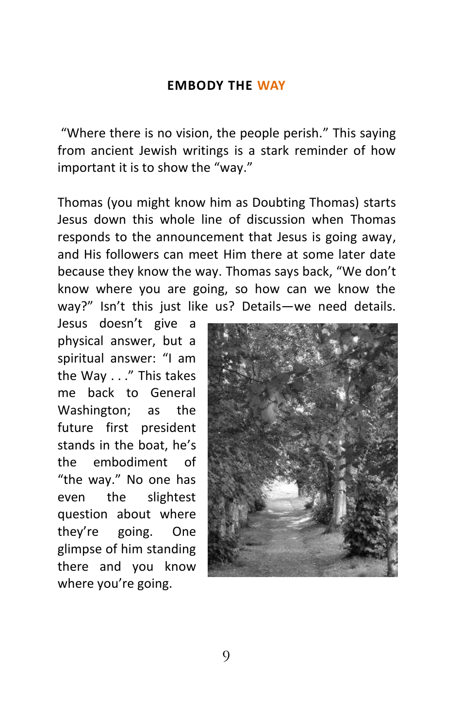# EMBODY THE WAY

"Where there is no vision, the people perish." This saying from ancient Jewish writings is a stark reminder of how important it is to show the "way."

Thomas (you might know him as Doubting Thomas) starts Jesus down this whole line of discussion when Thomas responds to the announcement that Jesus is going away, and His followers can meet Him there at some later date because they know the way. Thomas says back, "We don't know where you are going, so how can we know the way?" Isn't this just like us? Details—we need details. Jesus doesn't give a physical answer, but a spiritual answer: "I am the Way . . ." This takes me back to General Washington; as the future first president stands in the boat, he's the embodiment of "the way." No one has even the slightest question about where they're going. One glimpse of him standing there and you know where you're going.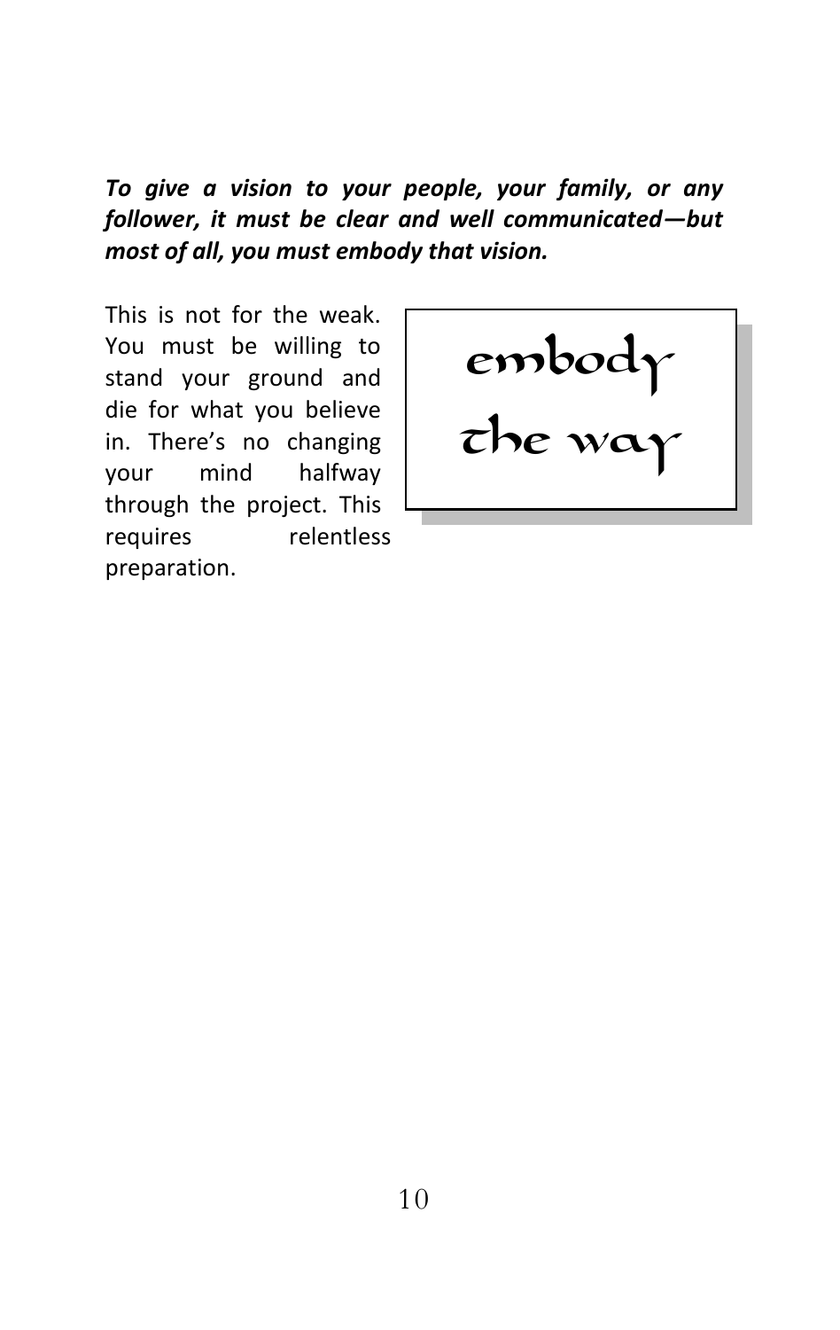***To give a vision to your people, your family, or any follower, it must be clear and well communicated—but most of all, you must embody that vision.***

This is not for the weak. You must be willing to stand your ground and die for what you believe in. There's no changing your mind halfway through the project. This requires relentless preparation.

> embody the way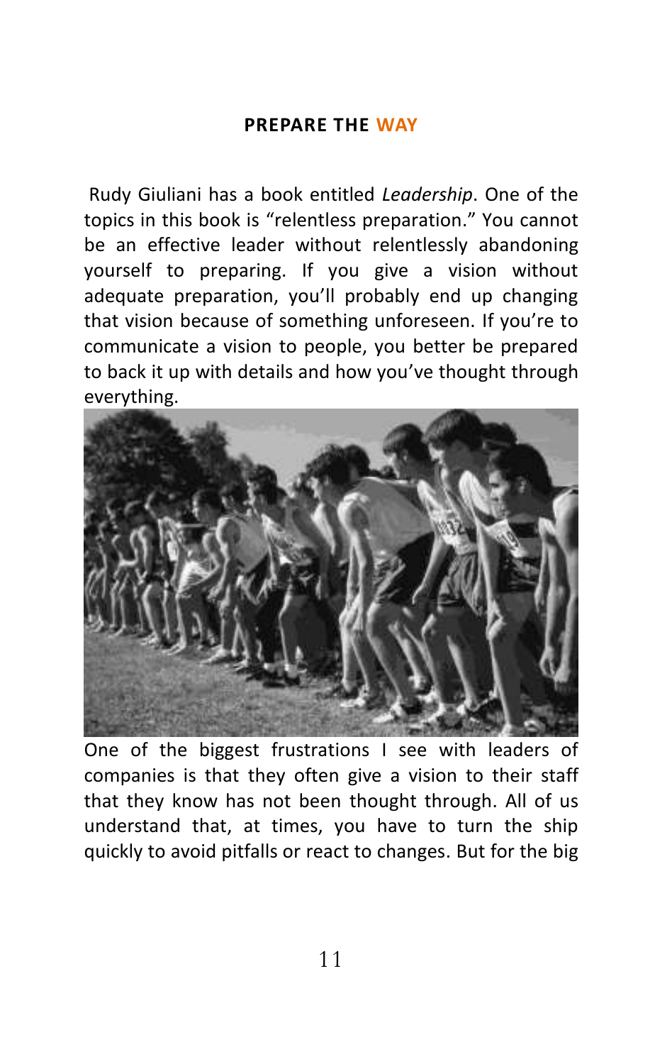**PREPARE THE WAY**

Rudy Giuliani has a book entitled *Leadership*. One of the topics in this book is “relentless preparation.” You cannot be an effective leader without relentlessly abandoning yourself to preparing. If you give a vision without adequate preparation, you’ll probably end up changing that vision because of something unforeseen. If you’re to communicate a vision to people, you better be prepared to back it up with details and how you’ve thought through everything.

One of the biggest frustrations I see with leaders of companies is that they often give a vision to their staff that they know has not been thought through. All of us understand that, at times, you have to turn the ship quickly to avoid pitfalls or react to changes. But for the big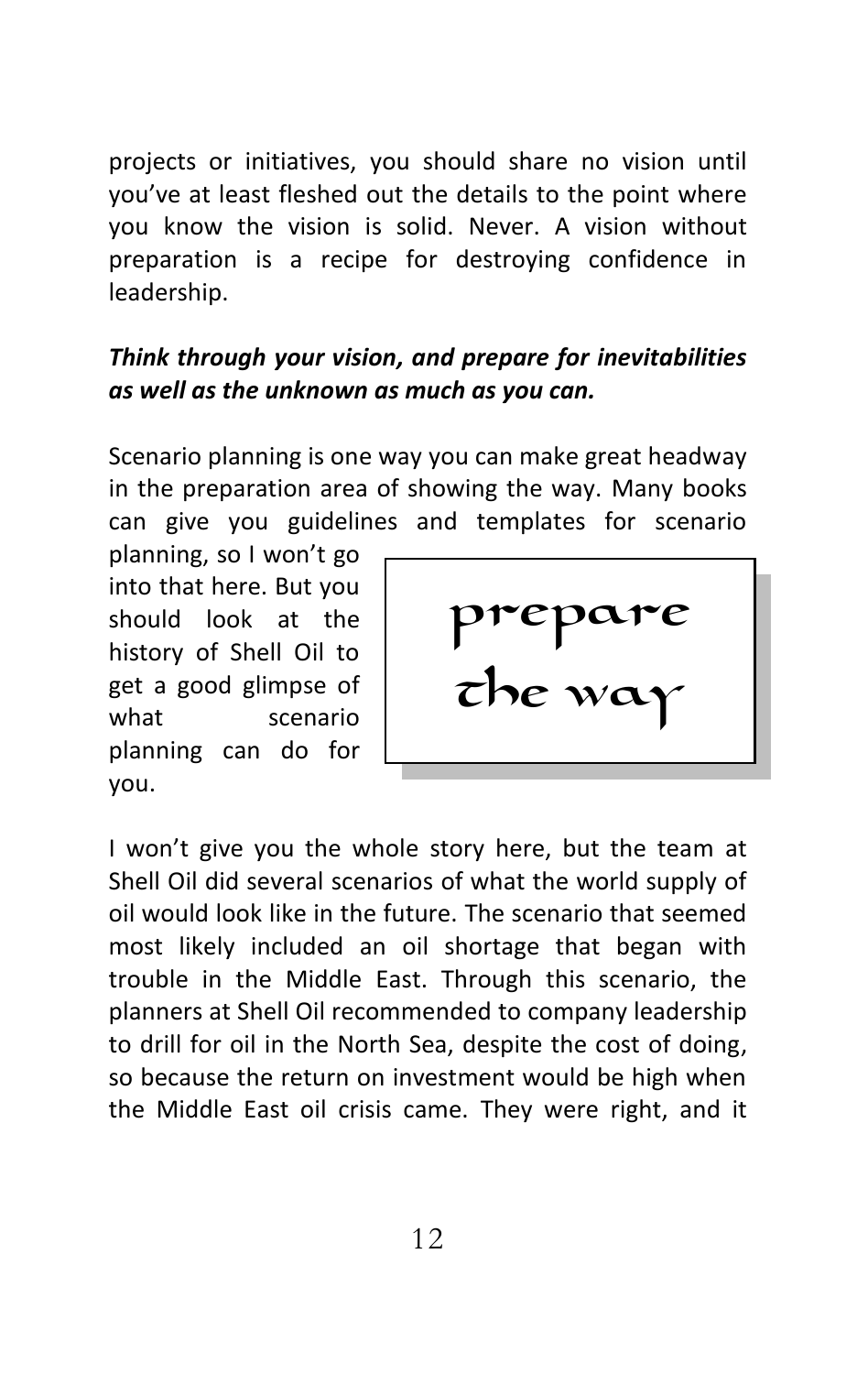projects or initiatives, you should share no vision until you've at least fleshed out the details to the point where you know the vision is solid. Never. A vision without preparation is a recipe for destroying confidence in leadership.

***Think through your vision, and prepare for inevitabilities as well as the unknown as much as you can.***

Scenario planning is one way you can make great headway in the preparation area of showing the way. Many books can give you guidelines and templates for scenario planning, so I won't go into that here. But you should look at the history of Shell Oil to get a good glimpse of what scenario planning can do for you.

> prepare the way

I won't give you the whole story here, but the team at Shell Oil did several scenarios of what the world supply of oil would look like in the future. The scenario that seemed most likely included an oil shortage that began with trouble in the Middle East. Through this scenario, the planners at Shell Oil recommended to company leadership to drill for oil in the North Sea, despite the cost of doing, so because the return on investment would be high when the Middle East oil crisis came. They were right, and it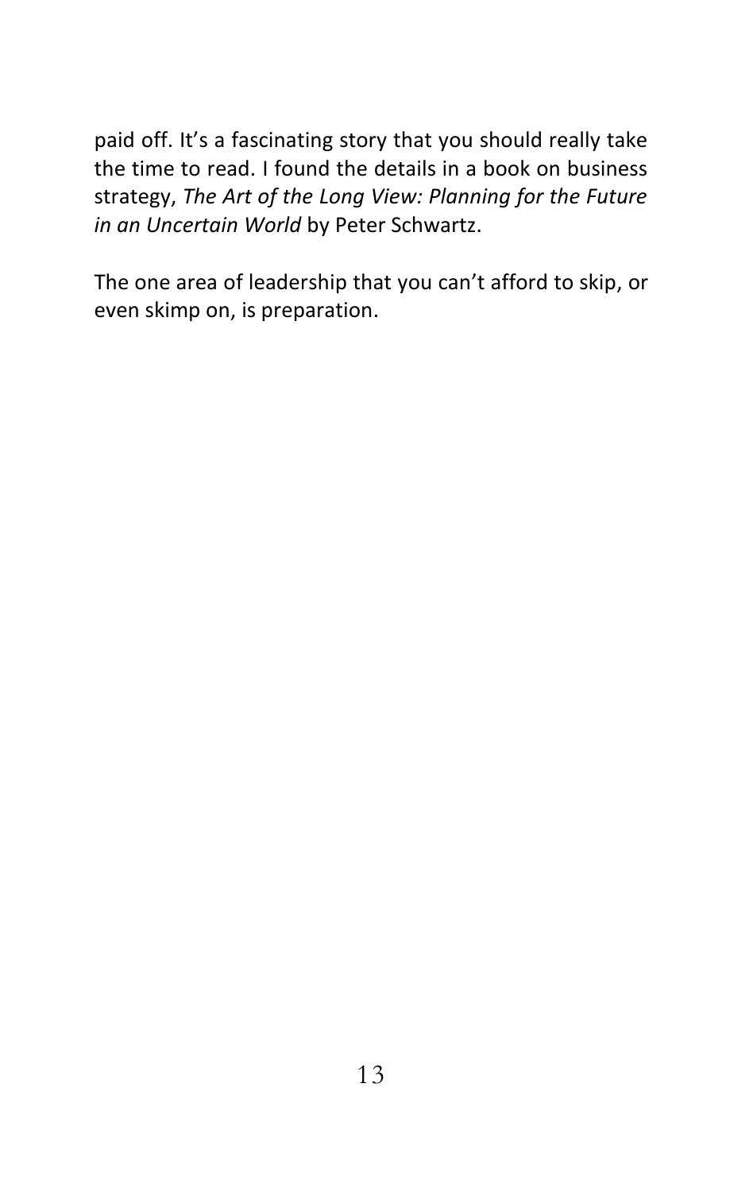paid off. It's a fascinating story that you should really take the time to read. I found the details in a book on business strategy, *The Art of the Long View: Planning for the Future in an Uncertain World* by Peter Schwartz.

The one area of leadership that you can't afford to skip, or even skimp on, is preparation.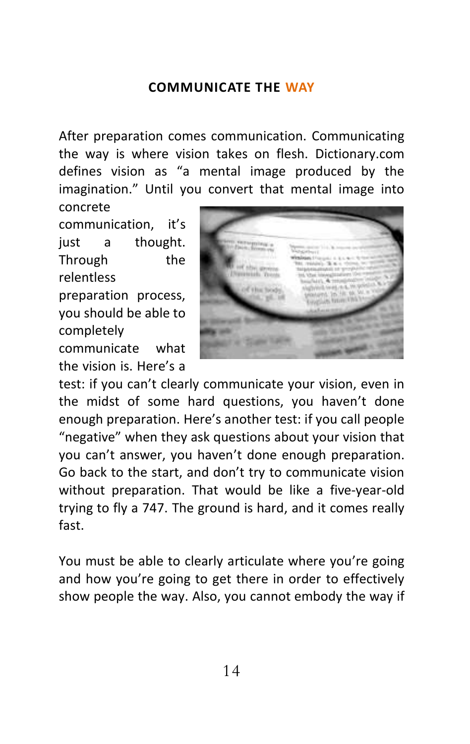## COMMUNICATE THE WAY

After preparation comes communication. Communicating the way is where vision takes on flesh. Dictionary.com defines vision as "a mental image produced by the imagination." Until you convert that mental image into concrete communication, it's just a thought. Through the relentless preparation process, you should be able to completely communicate what the vision is. Here's a test: if you can't clearly communicate your vision, even in the midst of some hard questions, you haven't done enough preparation. Here's another test: if you call people "negative" when they ask questions about your vision that you can't answer, you haven't done enough preparation. Go back to the start, and don't try to communicate vision without preparation. That would be like a five-year-old trying to fly a 747. The ground is hard, and it comes really fast.

You must be able to clearly articulate where you're going and how you're going to get there in order to effectively show people the way. Also, you cannot embody the way if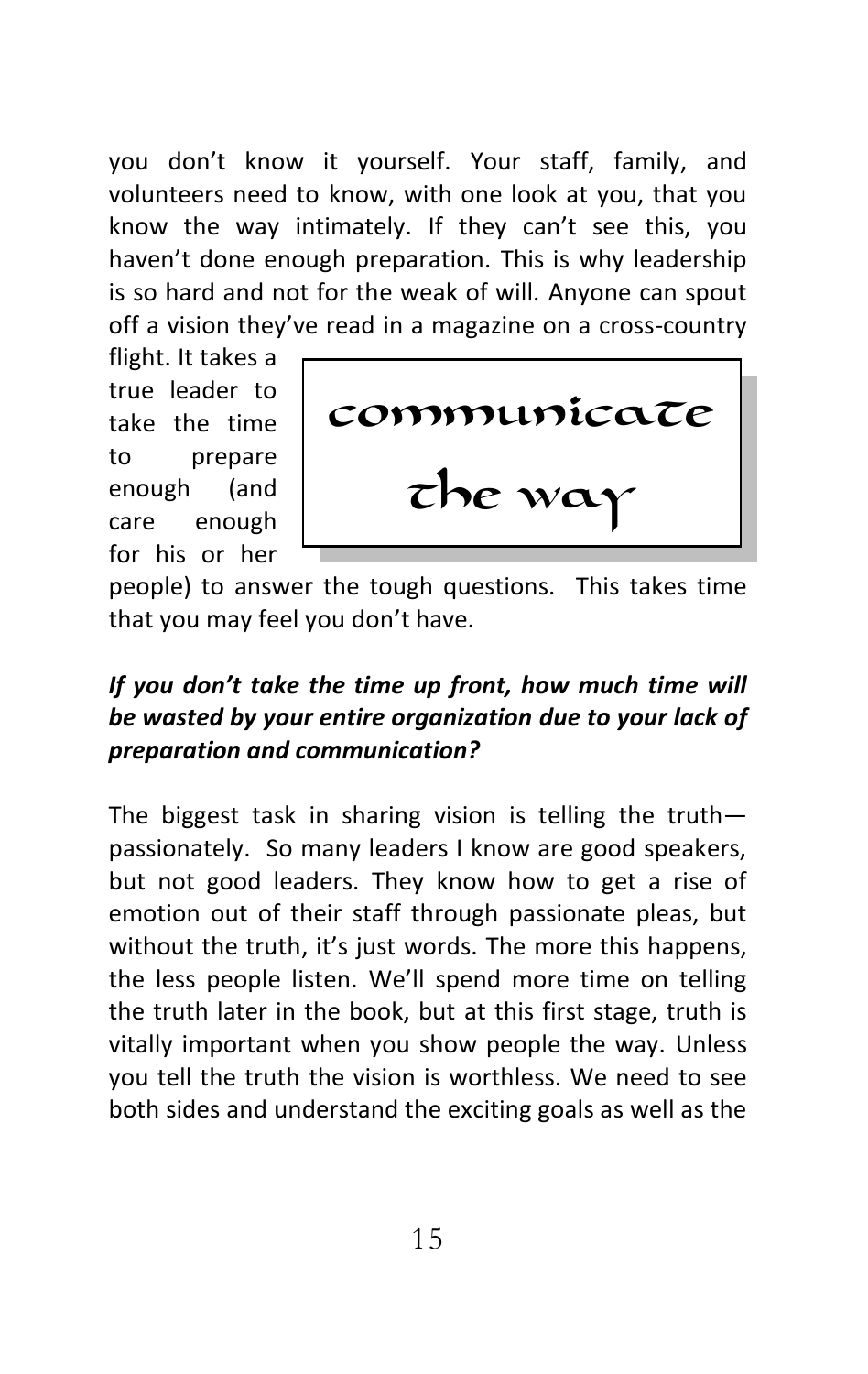you don't know it yourself. Your staff, family, and volunteers need to know, with one look at you, that you know the way intimately. If they can't see this, you haven't done enough preparation. This is why leadership is so hard and not for the weak of will. Anyone can spout off a vision they've read in a magazine on a cross-country flight. It takes a true leader to take the time to prepare enough (and care enough for his or her people) to answer the tough questions. This takes time that you may feel you don't have.

> **communicate the way**

***If you don't take the time up front, how much time will be wasted by your entire organization due to your lack of preparation and communication?***

The biggest task in sharing vision is telling the truth—passionately. So many leaders I know are good speakers, but not good leaders. They know how to get a rise of emotion out of their staff through passionate pleas, but without the truth, it's just words. The more this happens, the less people listen. We'll spend more time on telling the truth later in the book, but at this first stage, truth is vitally important when you show people the way. Unless you tell the truth the vision is worthless. We need to see both sides and understand the exciting goals as well as the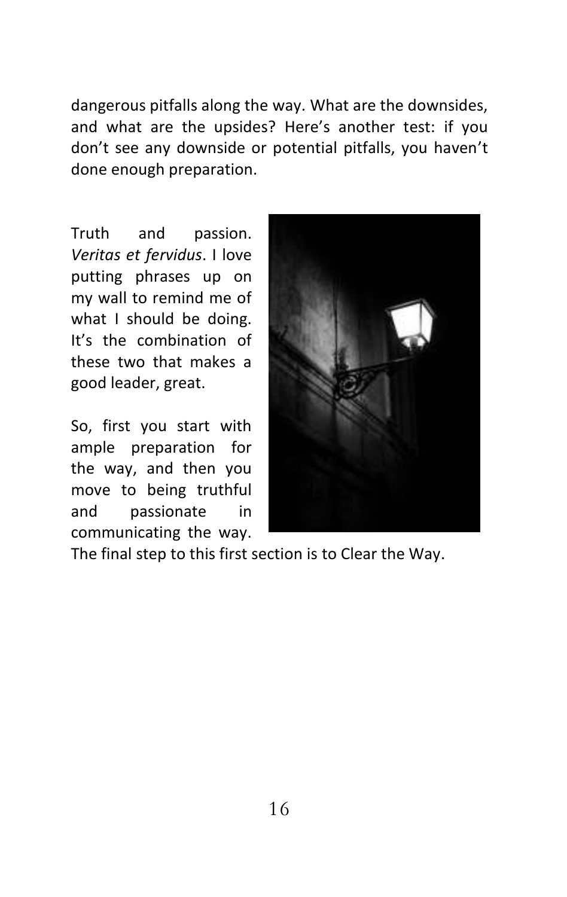dangerous pitfalls along the way. What are the downsides, and what are the upsides? Here's another test: if you don't see any downside or potential pitfalls, you haven't done enough preparation.

Truth and passion. *Veritas et fervidus*. I love putting phrases up on my wall to remind me of what I should be doing. It's the combination of these two that makes a good leader, great.

So, first you start with ample preparation for the way, and then you move to being truthful and passionate in communicating the way. The final step to this first section is to Clear the Way.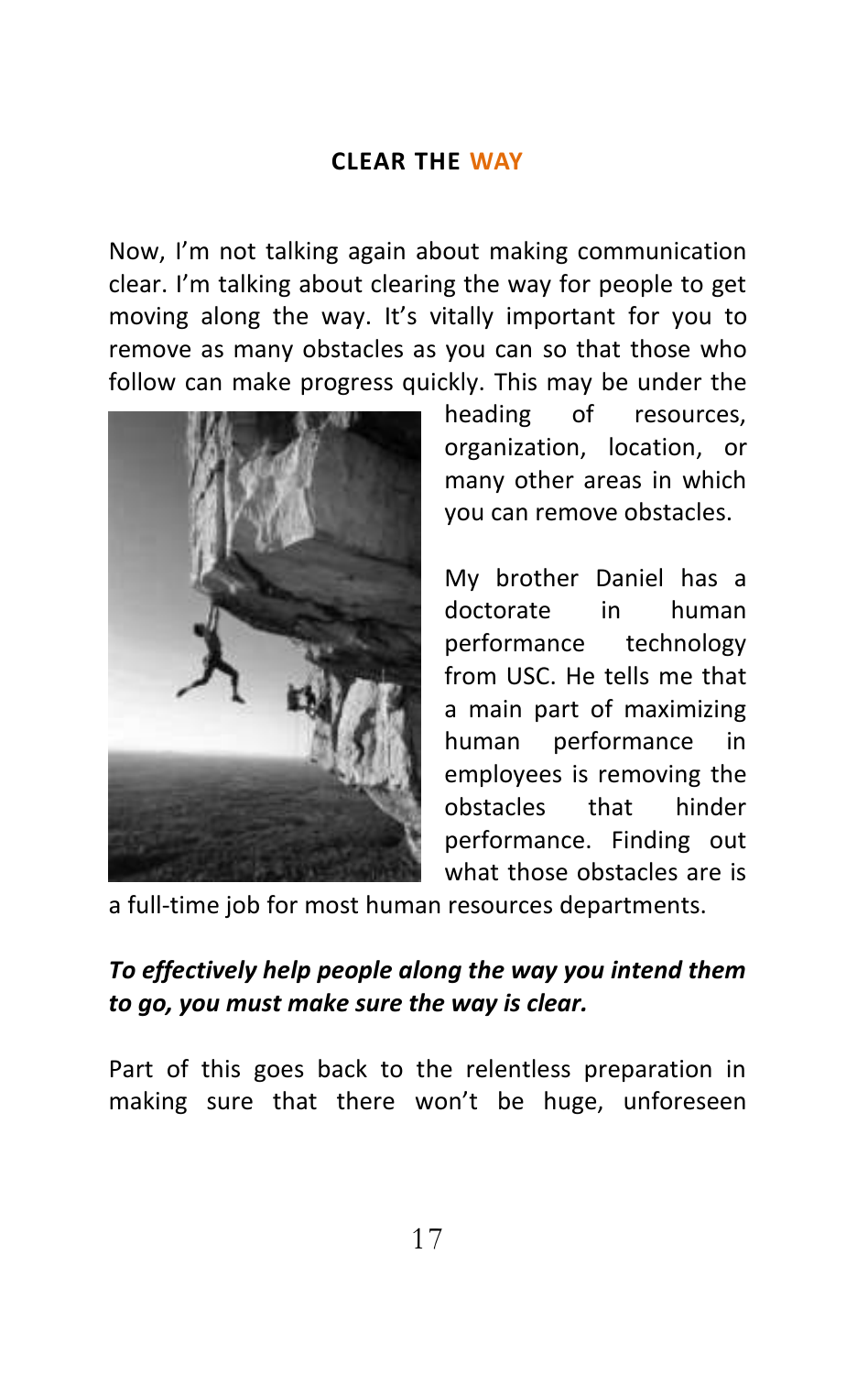## CLEAR THE WAY

Now, I'm not talking again about making communication clear. I'm talking about clearing the way for people to get moving along the way. It's vitally important for you to remove as many obstacles as you can so that those who follow can make progress quickly. This may be under the heading of resources, organization, location, or many other areas in which you can remove obstacles.

My brother Daniel has a doctorate in human performance technology from USC. He tells me that a main part of maximizing human performance in employees is removing the obstacles that hinder performance. Finding out what those obstacles are is a full-time job for most human resources departments.

***To effectively help people along the way you intend them to go, you must make sure the way is clear.***

Part of this goes back to the relentless preparation in making sure that there won't be huge, unforeseen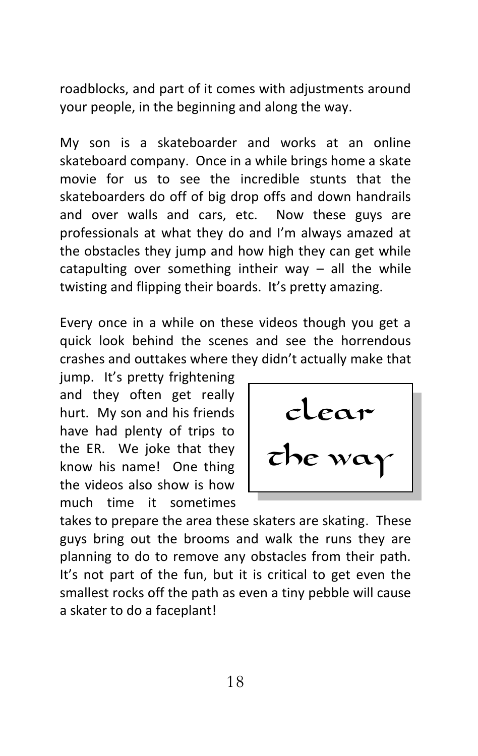roadblocks, and part of it comes with adjustments around your people, in the beginning and along the way.

My son is a skateboarder and works at an online skateboard company. Once in a while brings home a skate movie for us to see the incredible stunts that the skateboarders do off of big drop offs and down handrails and over walls and cars, etc. Now these guys are professionals at what they do and I'm always amazed at the obstacles they jump and how high they can get while catapulting over something intheir way – all the while twisting and flipping their boards. It's pretty amazing.

Every once in a while on these videos though you get a quick look behind the scenes and see the horrendous crashes and outtakes where they didn't actually make that jump. It's pretty frightening and they often get really hurt. My son and his friends have had plenty of trips to the ER. We joke that they know his name! One thing the videos also show is how much time it sometimes takes to prepare the area these skaters are skating. These guys bring out the brooms and walk the runs they are planning to do to remove any obstacles from their path. It's not part of the fun, but it is critical to get even the smallest rocks off the path as even a tiny pebble will cause a skater to do a faceplant!

> clear the way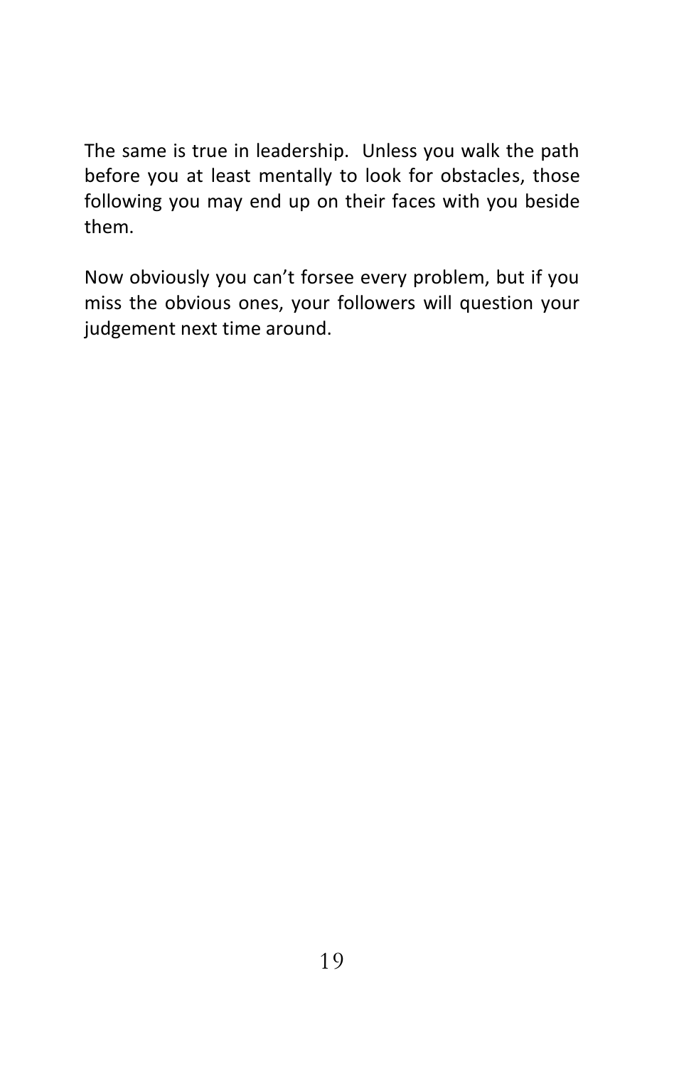The same is true in leadership. Unless you walk the path before you at least mentally to look for obstacles, those following you may end up on their faces with you beside them.

Now obviously you can't forsee every problem, but if you miss the obvious ones, your followers will question your judgement next time around.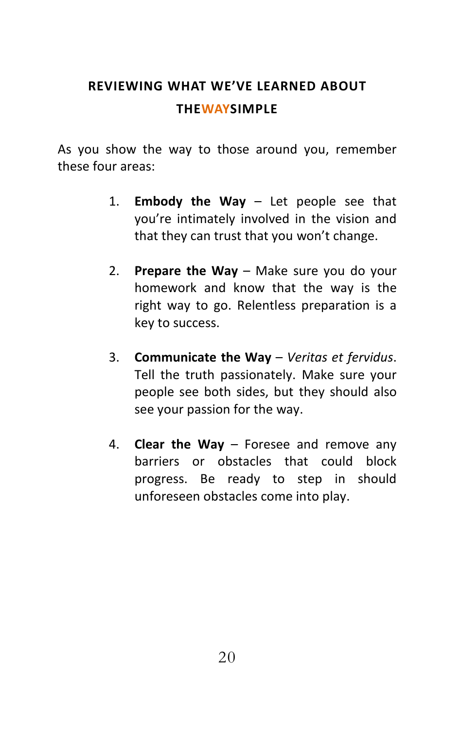## REVIEWING WHAT WE'VE LEARNED ABOUT THEWAYSIMPLE

As you show the way to those around you, remember these four areas:

1. **Embody the Way** – Let people see that you're intimately involved in the vision and that they can trust that you won't change.

2. **Prepare the Way** – Make sure you do your homework and know that the way is the right way to go. Relentless preparation is a key to success.

3. **Communicate the Way** – *Veritas et fervidus*. Tell the truth passionately. Make sure your people see both sides, but they should also see your passion for the way.

4. **Clear the Way** – Foresee and remove any barriers or obstacles that could block progress. Be ready to step in should unforeseen obstacles come into play.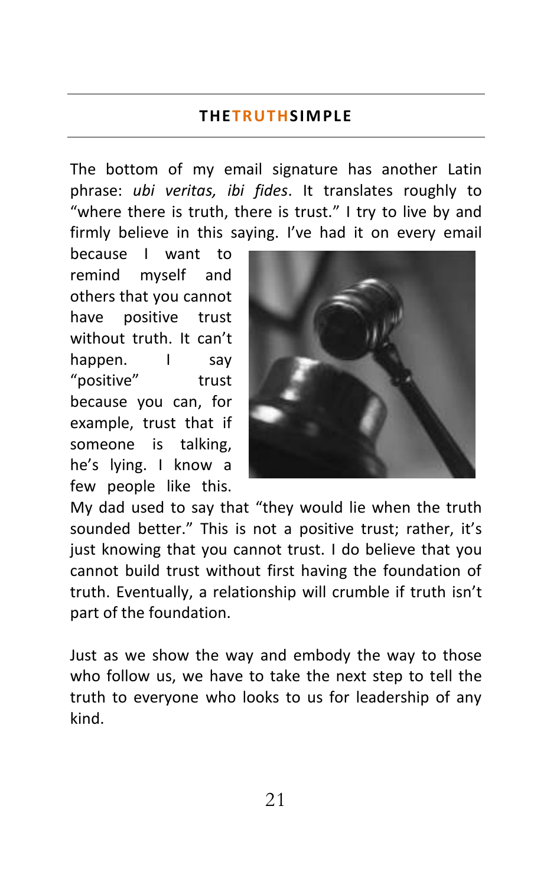The bottom of my email signature has another Latin phrase: *ubi veritas, ibi fides*. It translates roughly to "where there is truth, there is trust." I try to live by and firmly believe in this saying. I've had it on every email because I want to remind myself and others that you cannot have positive trust without truth. It can't happen. I say "positive" trust because you can, for example, trust that if someone is talking, he's lying. I know a few people like this. My dad used to say that "they would lie when the truth sounded better." This is not a positive trust; rather, it's just knowing that you cannot trust. I do believe that you cannot build trust without first having the foundation of truth. Eventually, a relationship will crumble if truth isn't part of the foundation.

Just as we show the way and embody the way to those who follow us, we have to take the next step to tell the truth to everyone who looks to us for leadership of any kind.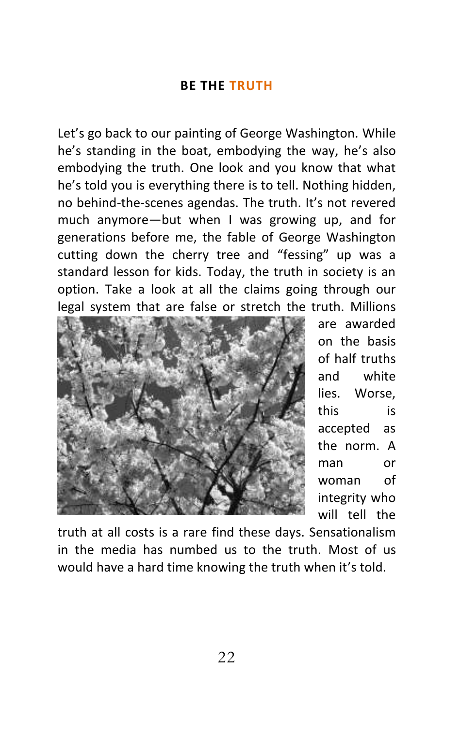## BE THE TRUTH

Let's go back to our painting of George Washington. While he's standing in the boat, embodying the way, he's also embodying the truth. One look and you know that what he's told you is everything there is to tell. Nothing hidden, no behind-the-scenes agendas. The truth. It's not revered much anymore—but when I was growing up, and for generations before me, the fable of George Washington cutting down the cherry tree and "fessing" up was a standard lesson for kids. Today, the truth in society is an option. Take a look at all the claims going through our legal system that are false or stretch the truth. Millions are awarded on the basis of half truths and white lies. Worse, this is accepted as the norm. A man or woman of integrity who will tell the truth at all costs is a rare find these days. Sensationalism in the media has numbed us to the truth. Most of us would have a hard time knowing the truth when it's told.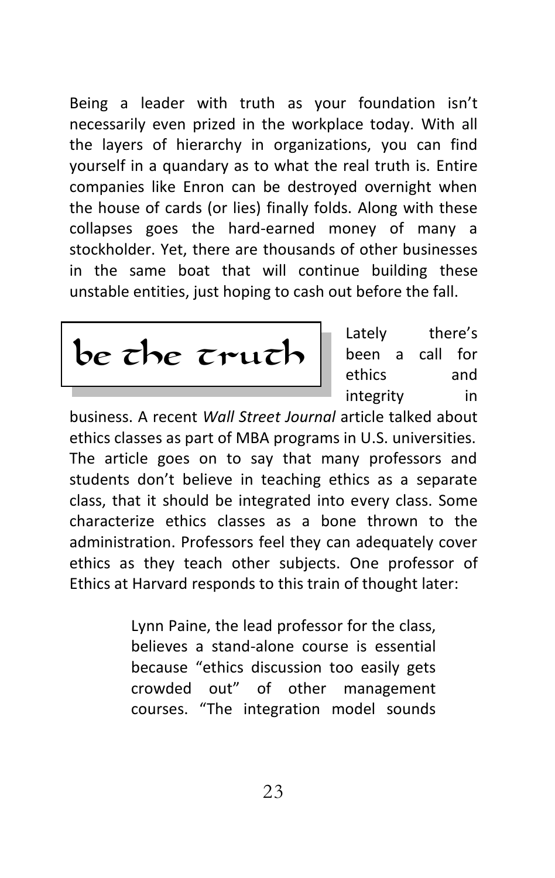Being a leader with truth as your foundation isn't necessarily even prized in the workplace today. With all the layers of hierarchy in organizations, you can find yourself in a quandary as to what the real truth is. Entire companies like Enron can be destroyed overnight when the house of cards (or lies) finally folds. Along with these collapses goes the hard-earned money of many a stockholder. Yet, there are thousands of other businesses in the same boat that will continue building these unstable entities, just hoping to cash out before the fall.

## be the truth

Lately there's been a call for ethics and integrity in business. A recent *Wall Street Journal* article talked about ethics classes as part of MBA programs in U.S. universities. The article goes on to say that many professors and students don't believe in teaching ethics as a separate class, that it should be integrated into every class. Some characterize ethics classes as a bone thrown to the administration. Professors feel they can adequately cover ethics as they teach other subjects. One professor of Ethics at Harvard responds to this train of thought later:

> Lynn Paine, the lead professor for the class, believes a stand-alone course is essential because "ethics discussion too easily gets crowded out" of other management courses. "The integration model sounds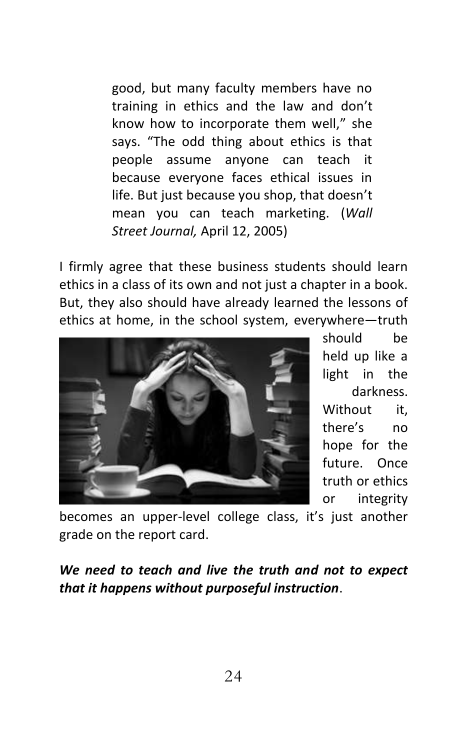> good, but many faculty members have no training in ethics and the law and don't know how to incorporate them well," she says. "The odd thing about ethics is that people assume anyone can teach it because everyone faces ethical issues in life. But just because you shop, that doesn't mean you can teach marketing. (*Wall Street Journal,* April 12, 2005)

I firmly agree that these business students should learn ethics in a class of its own and not just a chapter in a book. But, they also should have already learned the lessons of ethics at home, in the school system, everywhere—truth should be held up like a light in the darkness. Without it, there's no hope for the future. Once truth or ethics or integrity becomes an upper-level college class, it's just another grade on the report card.

***We need to teach and live the truth and not to expect that it happens without purposeful instruction***.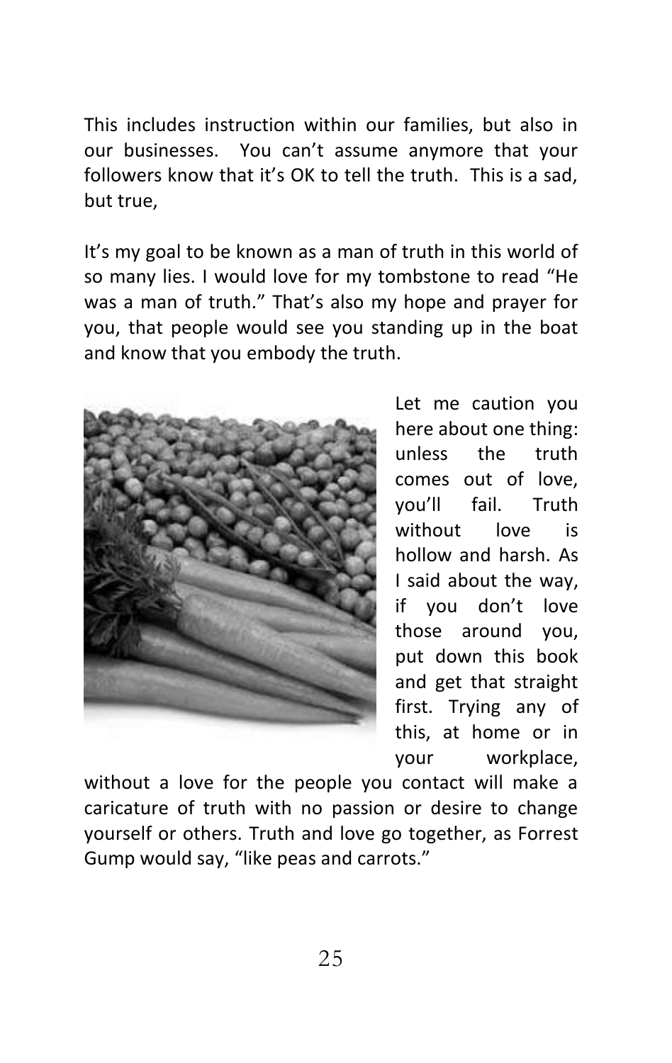This includes instruction within our families, but also in our businesses. You can't assume anymore that your followers know that it's OK to tell the truth. This is a sad, but true,

It's my goal to be known as a man of truth in this world of so many lies. I would love for my tombstone to read "He was a man of truth." That's also my hope and prayer for you, that people would see you standing up in the boat and know that you embody the truth.

Let me caution you here about one thing: unless the truth comes out of love, you'll fail. Truth without love is hollow and harsh. As I said about the way, if you don't love those around you, put down this book and get that straight first. Trying any of this, at home or in your workplace, without a love for the people you contact will make a caricature of truth with no passion or desire to change yourself or others. Truth and love go together, as Forrest Gump would say, "like peas and carrots."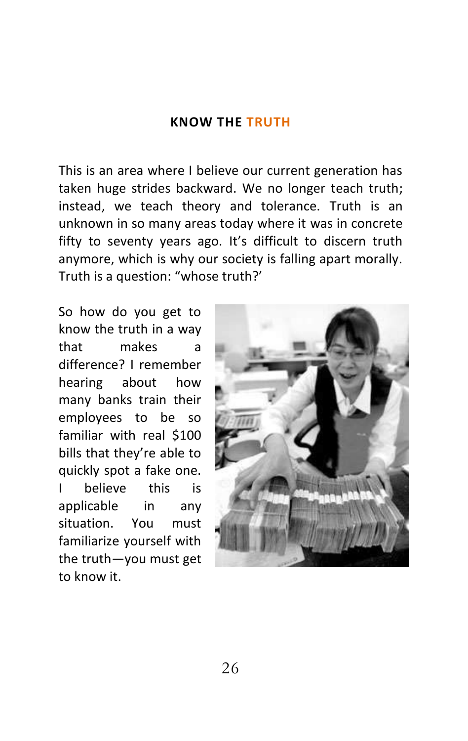## KNOW THE TRUTH

This is an area where I believe our current generation has taken huge strides backward. We no longer teach truth; instead, we teach theory and tolerance. Truth is an unknown in so many areas today where it was in concrete fifty to seventy years ago. It's difficult to discern truth anymore, which is why our society is falling apart morally. Truth is a question: "whose truth?'

So how do you get to know the truth in a way that makes a difference? I remember hearing about how many banks train their employees to be so familiar with real $100 bills that they're able to quickly spot a fake one. I believe this is applicable in any situation. You must familiarize yourself with the truth—you must get to know it.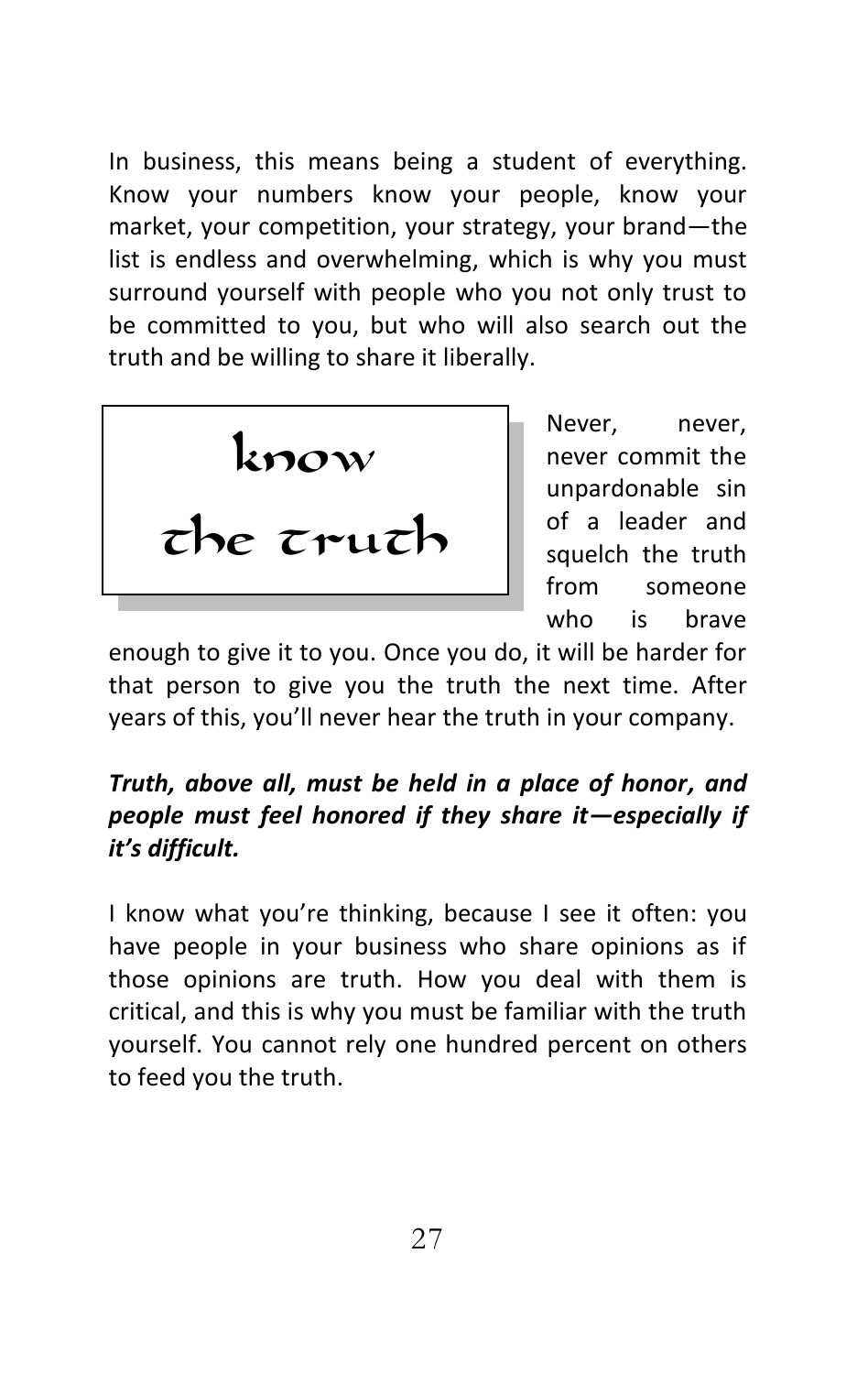In business, this means being a student of everything. Know your numbers know your people, know your market, your competition, your strategy, your brand—the list is endless and overwhelming, which is why you must surround yourself with people who you not only trust to be committed to you, but who will also search out the truth and be willing to share it liberally.

## know the truth

Never, never, never commit the unpardonable sin of a leader and squelch the truth from someone who is brave enough to give it to you. Once you do, it will be harder for that person to give you the truth the next time. After years of this, you'll never hear the truth in your company.

***Truth, above all, must be held in a place of honor, and people must feel honored if they share it—especially if it's difficult.***

I know what you're thinking, because I see it often: you have people in your business who share opinions as if those opinions are truth. How you deal with them is critical, and this is why you must be familiar with the truth yourself. You cannot rely one hundred percent on others to feed you the truth.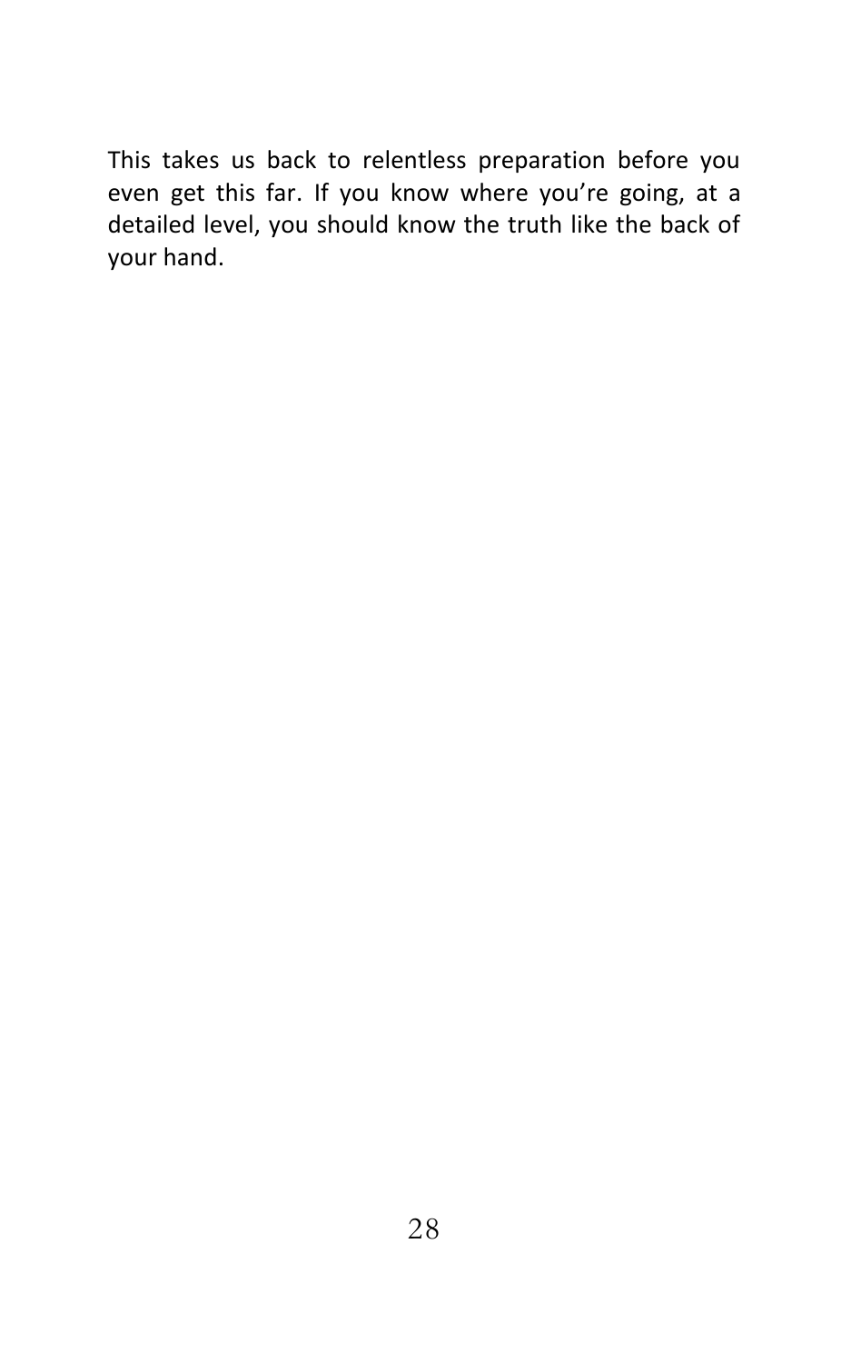This takes us back to relentless preparation before you even get this far. If you know where you're going, at a detailed level, you should know the truth like the back of your hand.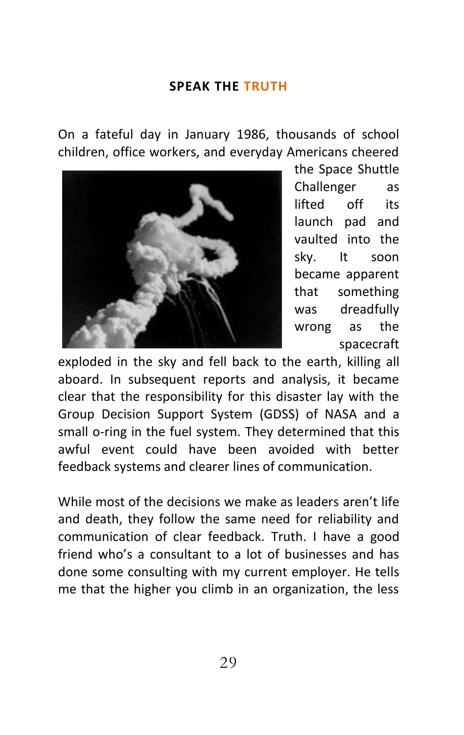## SPEAK THE TRUTH

On a fateful day in January 1986, thousands of school children, office workers, and everyday Americans cheered the Space Shuttle Challenger as lifted off its launch pad and vaulted into the sky. It soon became apparent that something was dreadfully wrong as the spacecraft exploded in the sky and fell back to the earth, killing all aboard. In subsequent reports and analysis, it became clear that the responsibility for this disaster lay with the Group Decision Support System (GDSS) of NASA and a small o-ring in the fuel system. They determined that this awful event could have been avoided with better feedback systems and clearer lines of communication.

While most of the decisions we make as leaders aren't life and death, they follow the same need for reliability and communication of clear feedback. Truth. I have a good friend who's a consultant to a lot of businesses and has done some consulting with my current employer. He tells me that the higher you climb in an organization, the less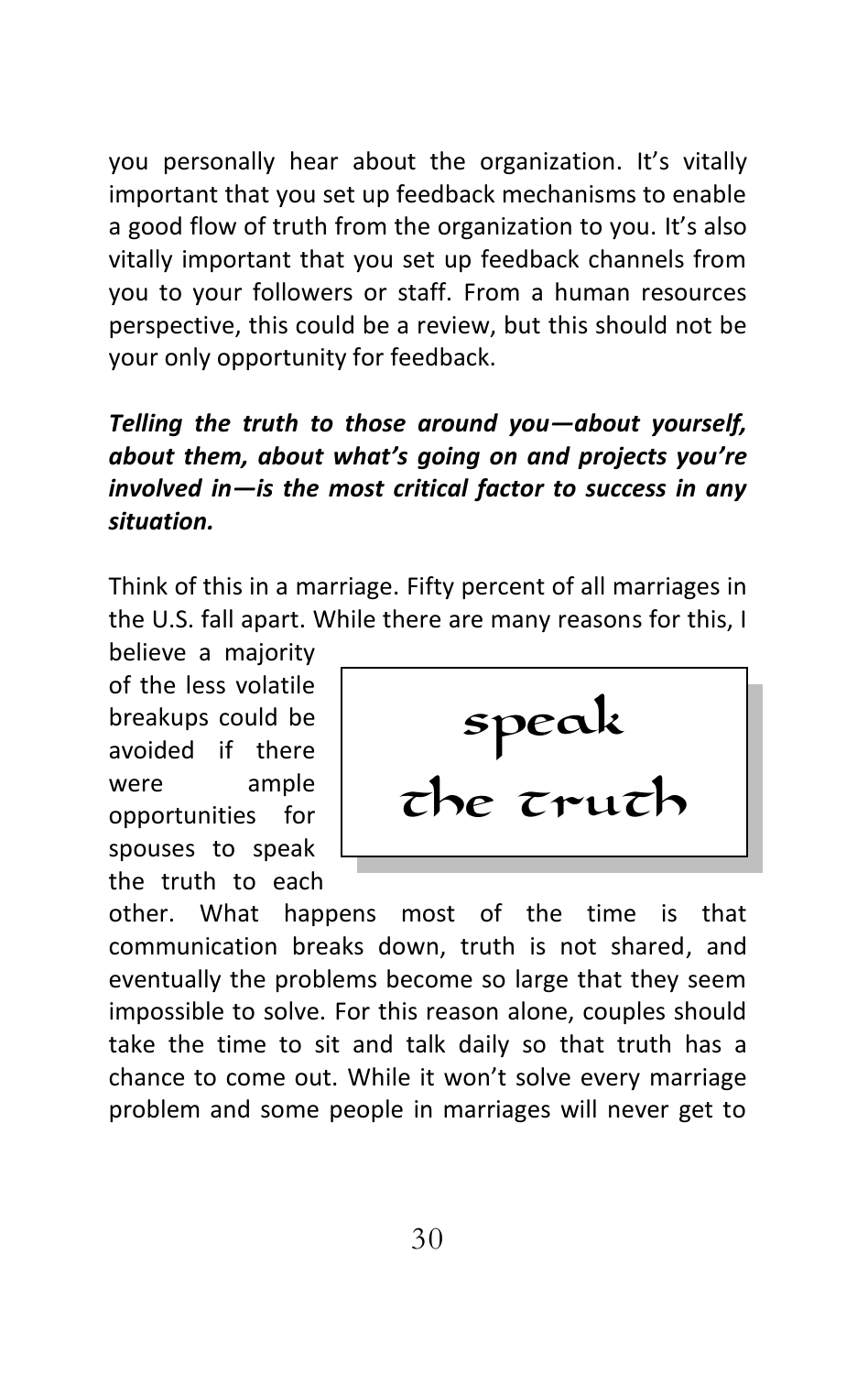you personally hear about the organization. It's vitally important that you set up feedback mechanisms to enable a good flow of truth from the organization to you. It's also vitally important that you set up feedback channels from you to your followers or staff. From a human resources perspective, this could be a review, but this should not be your only opportunity for feedback.

***Telling the truth to those around you—about yourself, about them, about what's going on and projects you're involved in—is the most critical factor to success in any situation.***

Think of this in a marriage. Fifty percent of all marriages in the U.S. fall apart. While there are many reasons for this, I believe a majority of the less volatile breakups could be avoided if there were ample opportunities for spouses to speak the truth to each other. What happens most of the time is that communication breaks down, truth is not shared, and eventually the problems become so large that they seem impossible to solve. For this reason alone, couples should take the time to sit and talk daily so that truth has a chance to come out. While it won't solve every marriage problem and some people in marriages will never get to

> speak the truth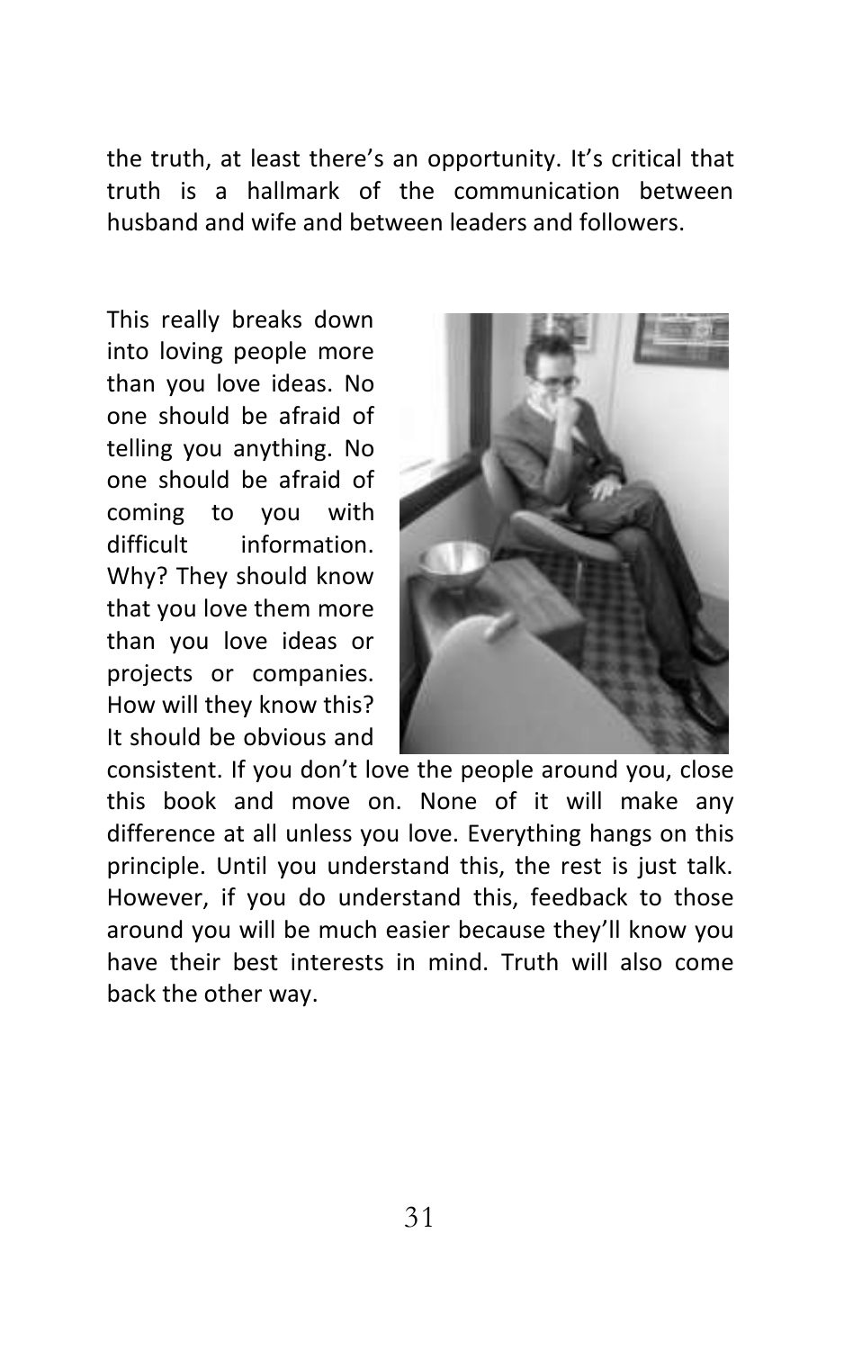the truth, at least there's an opportunity. It's critical that truth is a hallmark of the communication between husband and wife and between leaders and followers.

This really breaks down into loving people more than you love ideas. No one should be afraid of telling you anything. No one should be afraid of coming to you with difficult information. Why? They should know that you love them more than you love ideas or projects or companies. How will they know this? It should be obvious and consistent. If you don't love the people around you, close this book and move on. None of it will make any difference at all unless you love. Everything hangs on this principle. Until you understand this, the rest is just talk. However, if you do understand this, feedback to those around you will be much easier because they'll know you have their best interests in mind. Truth will also come back the other way.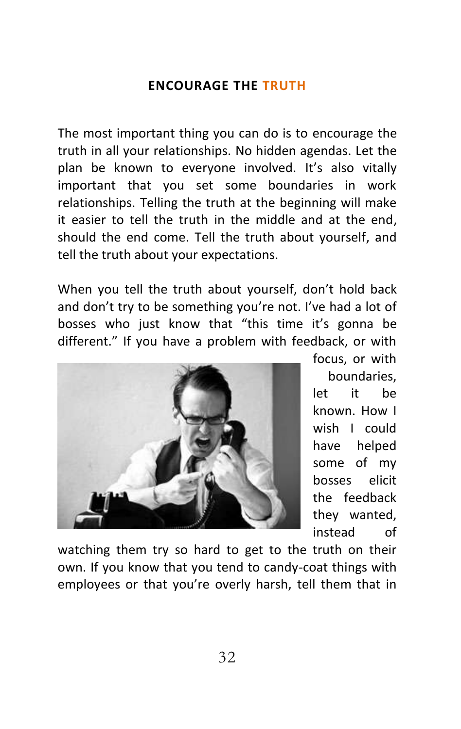## ENCOURAGE THE TRUTH

The most important thing you can do is to encourage the truth in all your relationships. No hidden agendas. Let the plan be known to everyone involved. It's also vitally important that you set some boundaries in work relationships. Telling the truth at the beginning will make it easier to tell the truth in the middle and at the end, should the end come. Tell the truth about yourself, and tell the truth about your expectations.

When you tell the truth about yourself, don't hold back and don't try to be something you're not. I've had a lot of bosses who just know that "this time it's gonna be different." If you have a problem with feedback, or with focus, or with boundaries, let it be known. How I wish I could have helped some of my bosses elicit the feedback they wanted, instead of watching them try so hard to get to the truth on their own. If you know that you tend to candy-coat things with employees or that you're overly harsh, tell them that in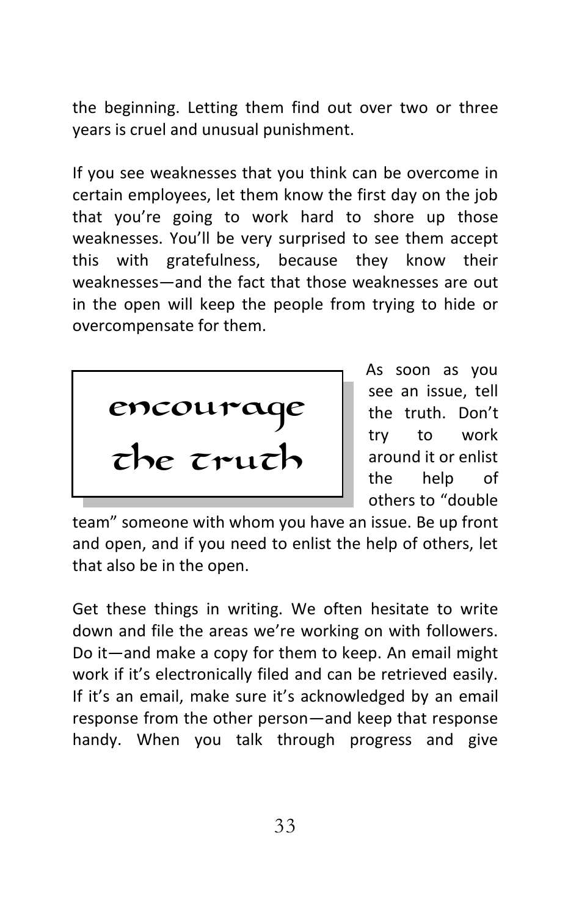the beginning. Letting them find out over two or three years is cruel and unusual punishment.

If you see weaknesses that you think can be overcome in certain employees, let them know the first day on the job that you're going to work hard to shore up those weaknesses. You'll be very surprised to see them accept this with gratefulness, because they know their weaknesses—and the fact that those weaknesses are out in the open will keep the people from trying to hide or overcompensate for them.

## encourage the truth

As soon as you see an issue, tell the truth. Don't try to work around it or enlist the help of others to "double team" someone with whom you have an issue. Be up front and open, and if you need to enlist the help of others, let that also be in the open.

Get these things in writing. We often hesitate to write down and file the areas we're working on with followers. Do it—and make a copy for them to keep. An email might work if it's electronically filed and can be retrieved easily. If it's an email, make sure it's acknowledged by an email response from the other person—and keep that response handy. When you talk through progress and give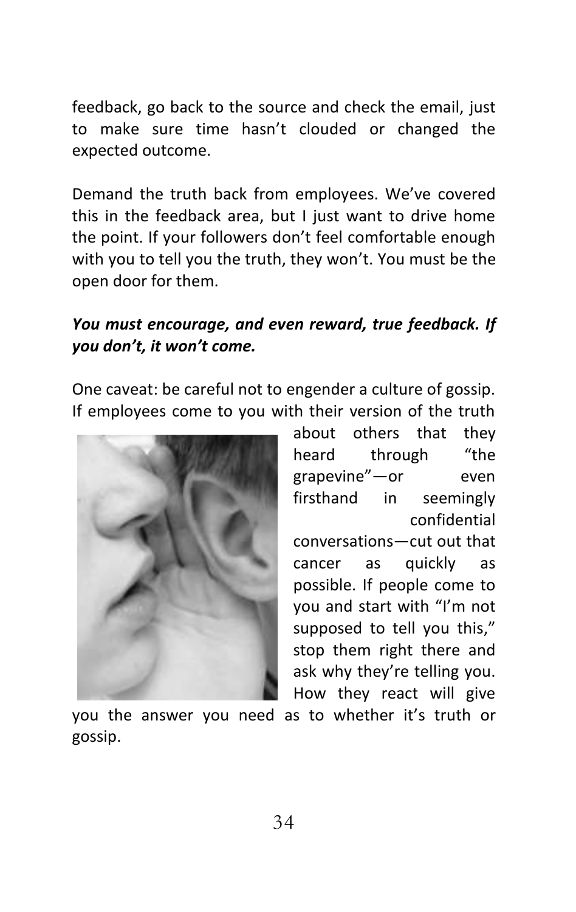feedback, go back to the source and check the email, just to make sure time hasn't clouded or changed the expected outcome.

Demand the truth back from employees. We've covered this in the feedback area, but I just want to drive home the point. If your followers don't feel comfortable enough with you to tell you the truth, they won't. You must be the open door for them.

***You must encourage, and even reward, true feedback. If you don't, it won't come.***

One caveat: be careful not to engender a culture of gossip. If employees come to you with their version of the truth about others that they heard through "the grapevine"—or even firsthand in seemingly confidential conversations—cut out that cancer as quickly as possible. If people come to you and start with "I'm not supposed to tell you this," stop them right there and ask why they're telling you. How they react will give you the answer you need as to whether it's truth or gossip.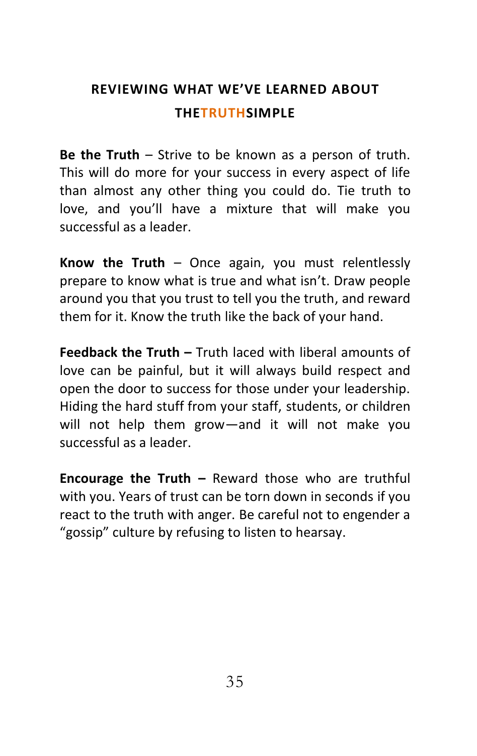## REVIEWING WHAT WE'VE LEARNED ABOUT THETRUTHSIMPLE

**Be the Truth** – Strive to be known as a person of truth. This will do more for your success in every aspect of life than almost any other thing you could do. Tie truth to love, and you'll have a mixture that will make you successful as a leader.

**Know the Truth** – Once again, you must relentlessly prepare to know what is true and what isn't. Draw people around you that you trust to tell you the truth, and reward them for it. Know the truth like the back of your hand.

**Feedback the Truth –** Truth laced with liberal amounts of love can be painful, but it will always build respect and open the door to success for those under your leadership. Hiding the hard stuff from your staff, students, or children will not help them grow—and it will not make you successful as a leader.

**Encourage the Truth –** Reward those who are truthful with you. Years of trust can be torn down in seconds if you react to the truth with anger. Be careful not to engender a "gossip" culture by refusing to listen to hearsay.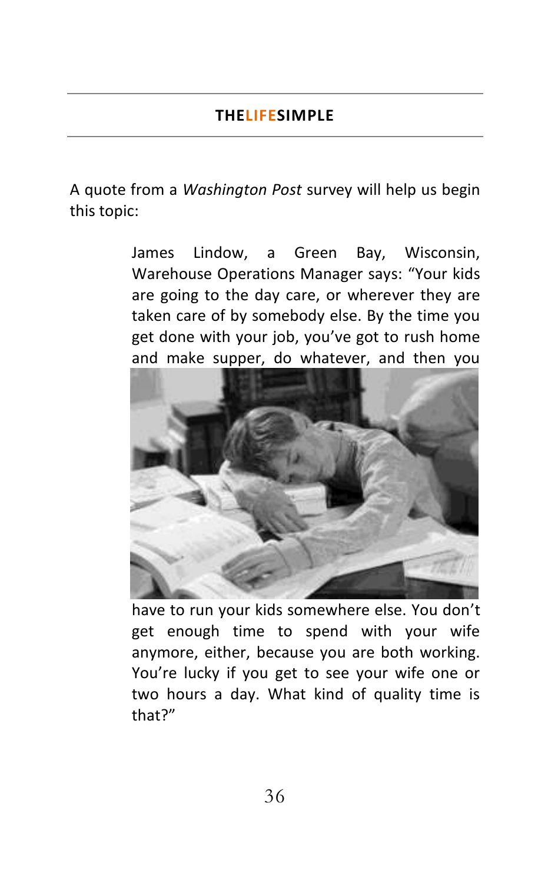A quote from a *Washington Post* survey will help us begin this topic:

> James Lindow, a Green Bay, Wisconsin, Warehouse Operations Manager says: "Your kids are going to the day care, or wherever they are taken care of by somebody else. By the time you get done with your job, you've got to rush home and make supper, do whatever, and then you have to run your kids somewhere else. You don't get enough time to spend with your wife anymore, either, because you are both working. You're lucky if you get to see your wife one or two hours a day. What kind of quality time is that?"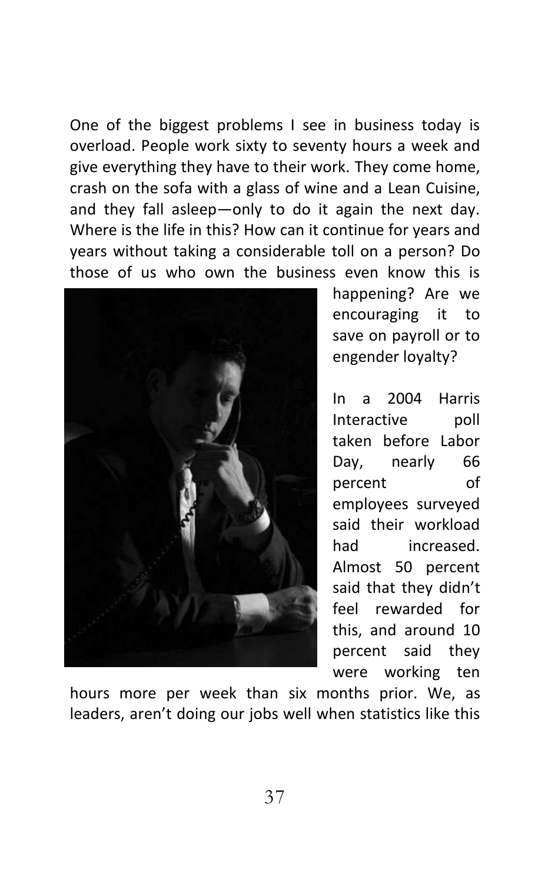One of the biggest problems I see in business today is overload. People work sixty to seventy hours a week and give everything they have to their work. They come home, crash on the sofa with a glass of wine and a Lean Cuisine, and they fall asleep—only to do it again the next day. Where is the life in this? How can it continue for years and years without taking a considerable toll on a person? Do those of us who own the business even know this is happening? Are we encouraging it to save on payroll or to engender loyalty?

In a 2004 Harris Interactive poll taken before Labor Day, nearly 66 percent of employees surveyed said their workload had increased. Almost 50 percent said that they didn't feel rewarded for this, and around 10 percent said they were working ten hours more per week than six months prior. We, as leaders, aren't doing our jobs well when statistics like this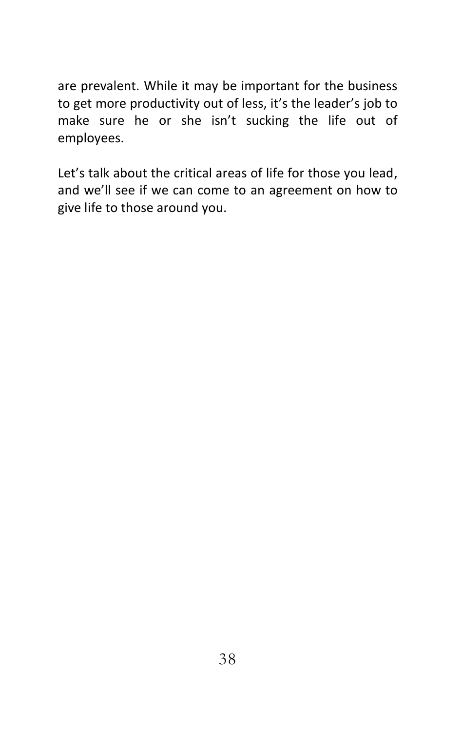are prevalent. While it may be important for the business to get more productivity out of less, it's the leader's job to make sure he or she isn't sucking the life out of employees.

Let's talk about the critical areas of life for those you lead, and we'll see if we can come to an agreement on how to give life to those around you.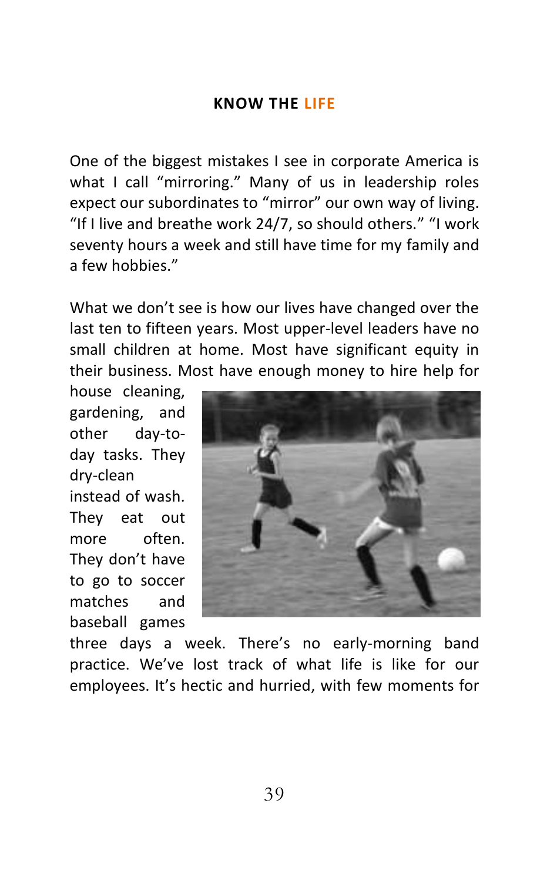## KNOW THE LIFE

One of the biggest mistakes I see in corporate America is what I call "mirroring." Many of us in leadership roles expect our subordinates to "mirror" our own way of living. "If I live and breathe work 24/7, so should others." "I work seventy hours a week and still have time for my family and a few hobbies."

What we don't see is how our lives have changed over the last ten to fifteen years. Most upper-level leaders have no small children at home. Most have significant equity in their business. Most have enough money to hire help for house cleaning, gardening, and other day-to-day tasks. They dry-clean instead of wash. They eat out more often. They don't have to go to soccer matches and baseball games three days a week. There's no early-morning band practice. We've lost track of what life is like for our employees. It's hectic and hurried, with few moments for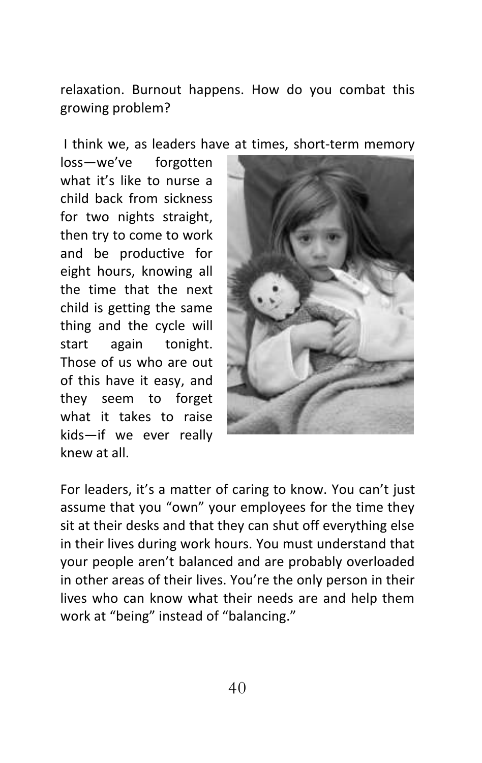relaxation. Burnout happens. How do you combat this growing problem?

I think we, as leaders have at times, short-term memory loss—we've forgotten what it's like to nurse a child back from sickness for two nights straight, then try to come to work and be productive for eight hours, knowing all the time that the next child is getting the same thing and the cycle will start again tonight. Those of us who are out of this have it easy, and they seem to forget what it takes to raise kids—if we ever really knew at all.

For leaders, it's a matter of caring to know. You can't just assume that you "own" your employees for the time they sit at their desks and that they can shut off everything else in their lives during work hours. You must understand that your people aren't balanced and are probably overloaded in other areas of their lives. You're the only person in their lives who can know what their needs are and help them work at "being" instead of "balancing."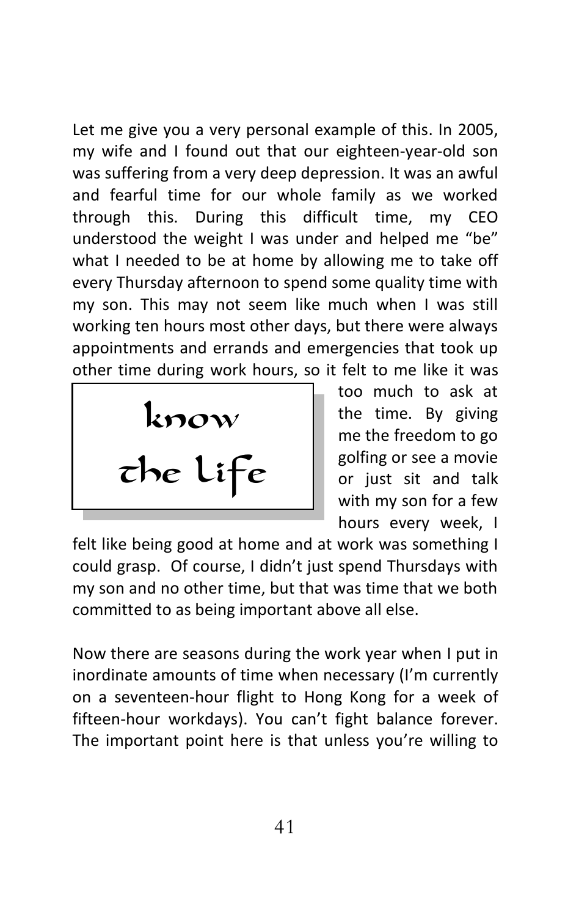Let me give you a very personal example of this. In 2005, my wife and I found out that our eighteen-year-old son was suffering from a very deep depression. It was an awful and fearful time for our whole family as we worked through this. During this difficult time, my CEO understood the weight I was under and helped me "be" what I needed to be at home by allowing me to take off every Thursday afternoon to spend some quality time with my son. This may not seem like much when I was still working ten hours most other days, but there were always appointments and errands and emergencies that took up other time during work hours, so it felt to me like it was too much to ask at the time. By giving me the freedom to go golfing or see a movie or just sit and talk with my son for a few hours every week, I felt like being good at home and at work was something I could grasp. Of course, I didn't just spend Thursdays with my son and no other time, but that was time that we both committed to as being important above all else.

> **know the life**

Now there are seasons during the work year when I put in inordinate amounts of time when necessary (I'm currently on a seventeen-hour flight to Hong Kong for a week of fifteen-hour workdays). You can't fight balance forever. The important point here is that unless you're willing to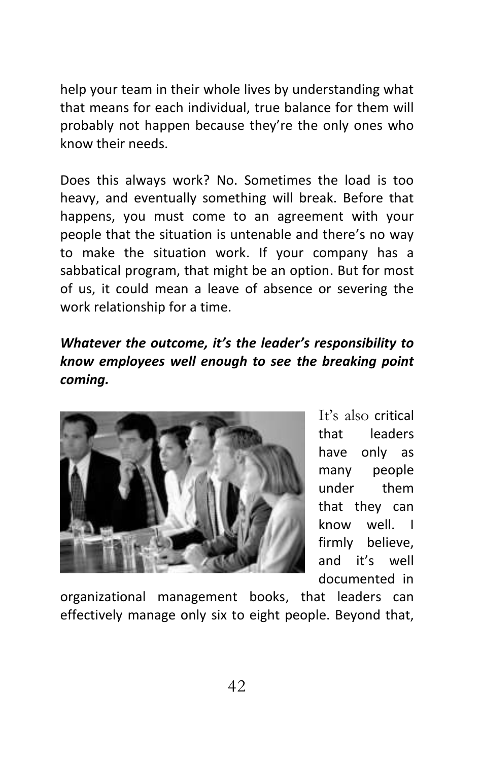help your team in their whole lives by understanding what that means for each individual, true balance for them will probably not happen because they're the only ones who know their needs.

Does this always work? No. Sometimes the load is too heavy, and eventually something will break. Before that happens, you must come to an agreement with your people that the situation is untenable and there's no way to make the situation work. If your company has a sabbatical program, that might be an option. But for most of us, it could mean a leave of absence or severing the work relationship for a time.

***Whatever the outcome, it's the leader's responsibility to know employees well enough to see the breaking point coming.***

It's also critical that leaders have only as many people under them that they can know well. I firmly believe, and it's well documented in organizational management books, that leaders can effectively manage only six to eight people. Beyond that,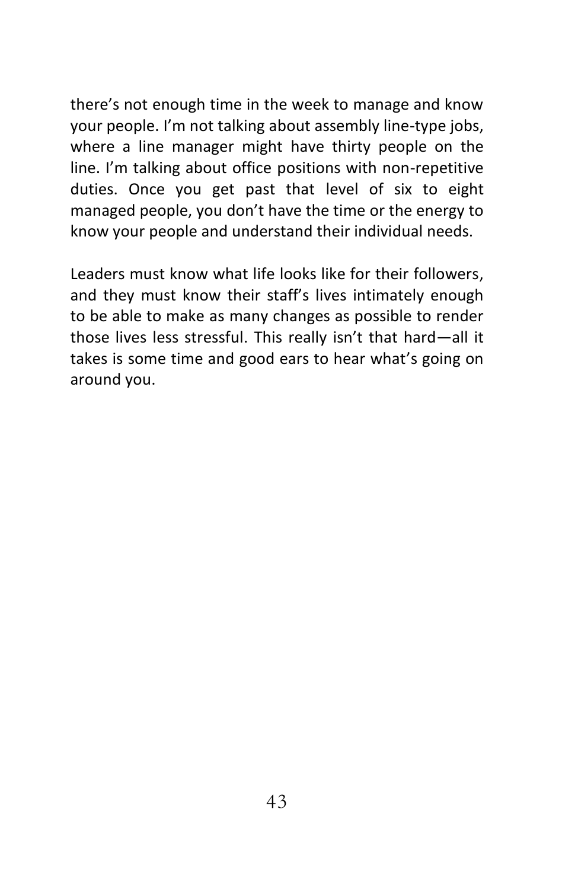there's not enough time in the week to manage and know your people. I'm not talking about assembly line-type jobs, where a line manager might have thirty people on the line. I'm talking about office positions with non-repetitive duties. Once you get past that level of six to eight managed people, you don't have the time or the energy to know your people and understand their individual needs.

Leaders must know what life looks like for their followers, and they must know their staff's lives intimately enough to be able to make as many changes as possible to render those lives less stressful. This really isn't that hard—all it takes is some time and good ears to hear what's going on around you.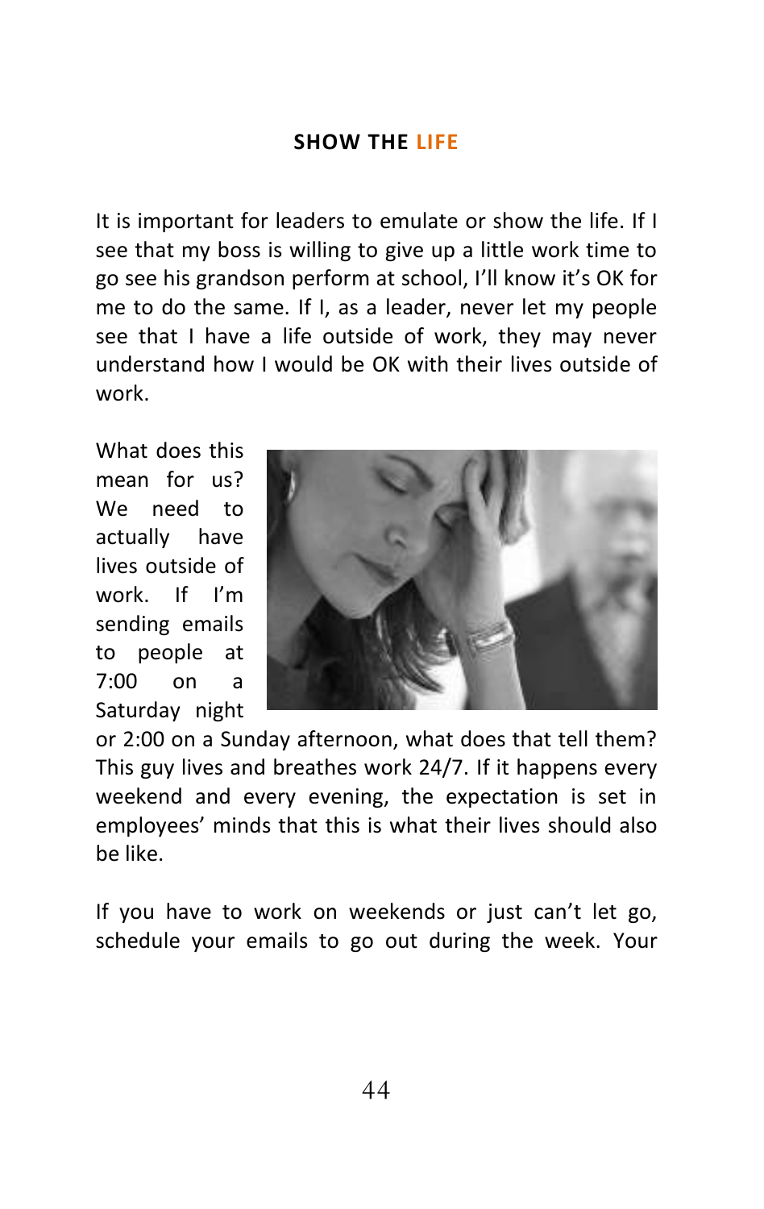## SHOW THE LIFE

It is important for leaders to emulate or show the life. If I see that my boss is willing to give up a little work time to go see his grandson perform at school, I'll know it's OK for me to do the same. If I, as a leader, never let my people see that I have a life outside of work, they may never understand how I would be OK with their lives outside of work.

What does this mean for us? We need to actually have lives outside of work. If I'm sending emails to people at 7:00 on a Saturday night or 2:00 on a Sunday afternoon, what does that tell them? This guy lives and breathes work 24/7. If it happens every weekend and every evening, the expectation is set in employees' minds that this is what their lives should also be like.

If you have to work on weekends or just can't let go, schedule your emails to go out during the week. Your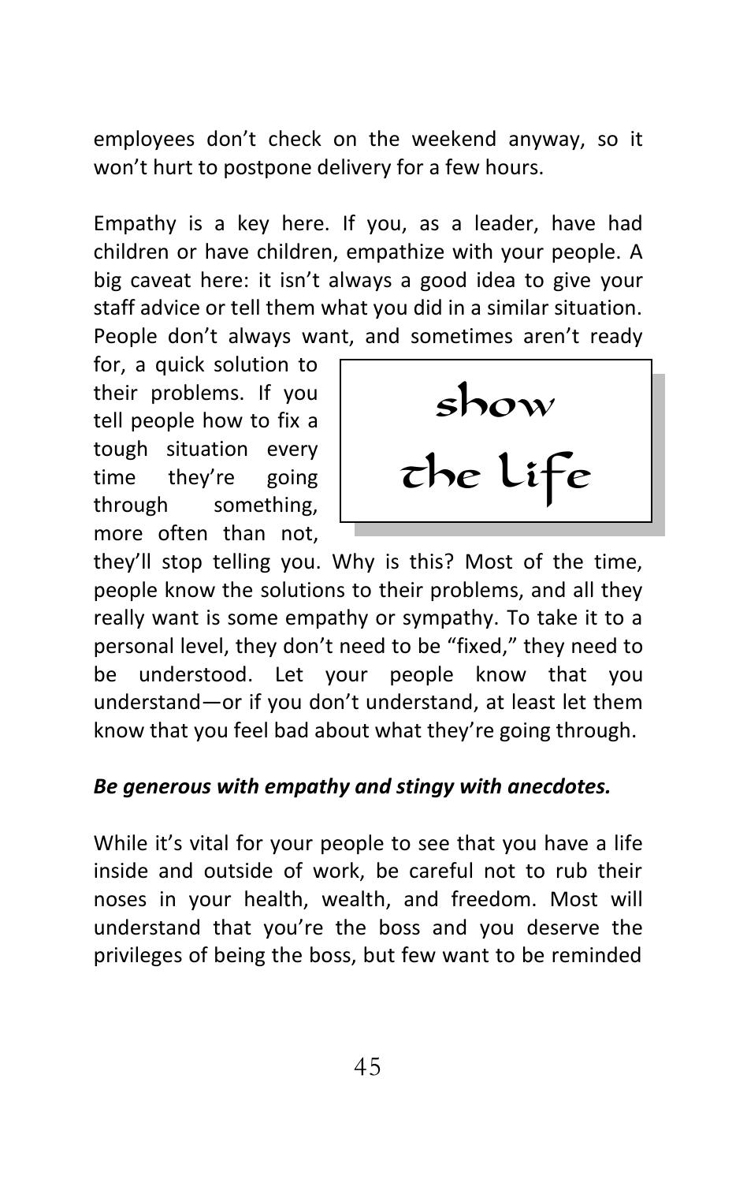employees don't check on the weekend anyway, so it won't hurt to postpone delivery for a few hours.

Empathy is a key here. If you, as a leader, have had children or have children, empathize with your people. A big caveat here: it isn't always a good idea to give your staff advice or tell them what you did in a similar situation. People don't always want, and sometimes aren't ready for, a quick solution to their problems. If you tell people how to fix a tough situation every time they're going through something, more often than not, they'll stop telling you. Why is this? Most of the time, people know the solutions to their problems, and all they really want is some empathy or sympathy. To take it to a personal level, they don't need to be "fixed," they need to be understood. Let your people know that you understand—or if you don't understand, at least let them know that you feel bad about what they're going through.

> show the Life

***Be generous with empathy and stingy with anecdotes.***

While it's vital for your people to see that you have a life inside and outside of work, be careful not to rub their noses in your health, wealth, and freedom. Most will understand that you're the boss and you deserve the privileges of being the boss, but few want to be reminded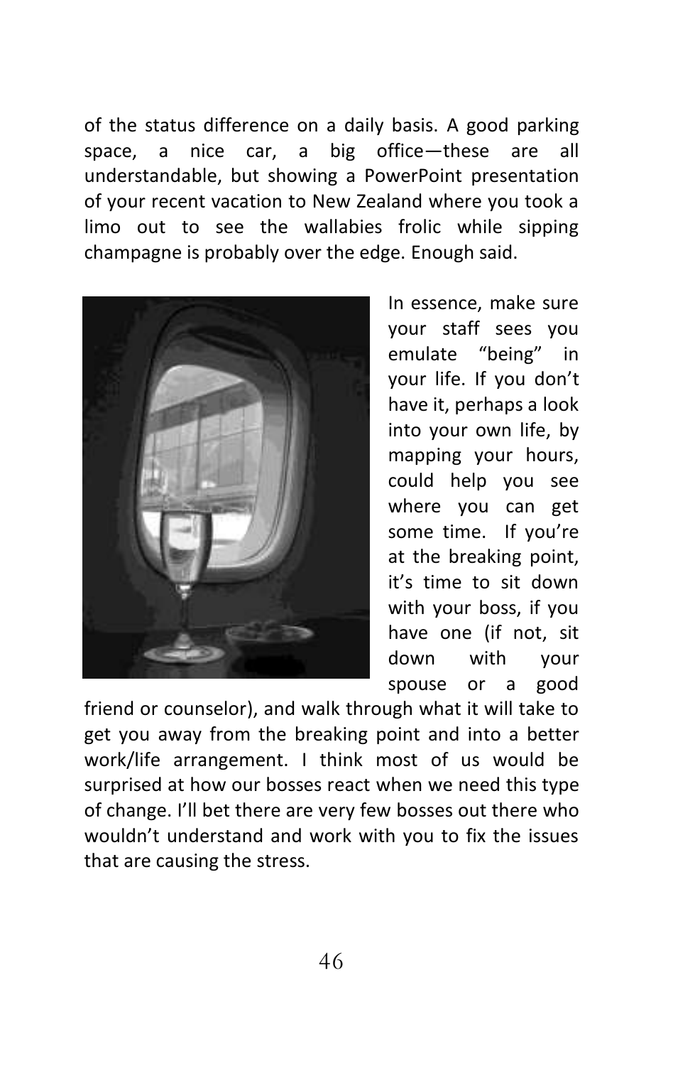of the status difference on a daily basis. A good parking space, a nice car, a big office—these are all understandable, but showing a PowerPoint presentation of your recent vacation to New Zealand where you took a limo out to see the wallabies frolic while sipping champagne is probably over the edge. Enough said.

In essence, make sure your staff sees you emulate "being" in your life. If you don't have it, perhaps a look into your own life, by mapping your hours, could help you see where you can get some time. If you're at the breaking point, it's time to sit down with your boss, if you have one (if not, sit down with your spouse or a good friend or counselor), and walk through what it will take to get you away from the breaking point and into a better work/life arrangement. I think most of us would be surprised at how our bosses react when we need this type of change. I'll bet there are very few bosses out there who wouldn't understand and work with you to fix the issues that are causing the stress.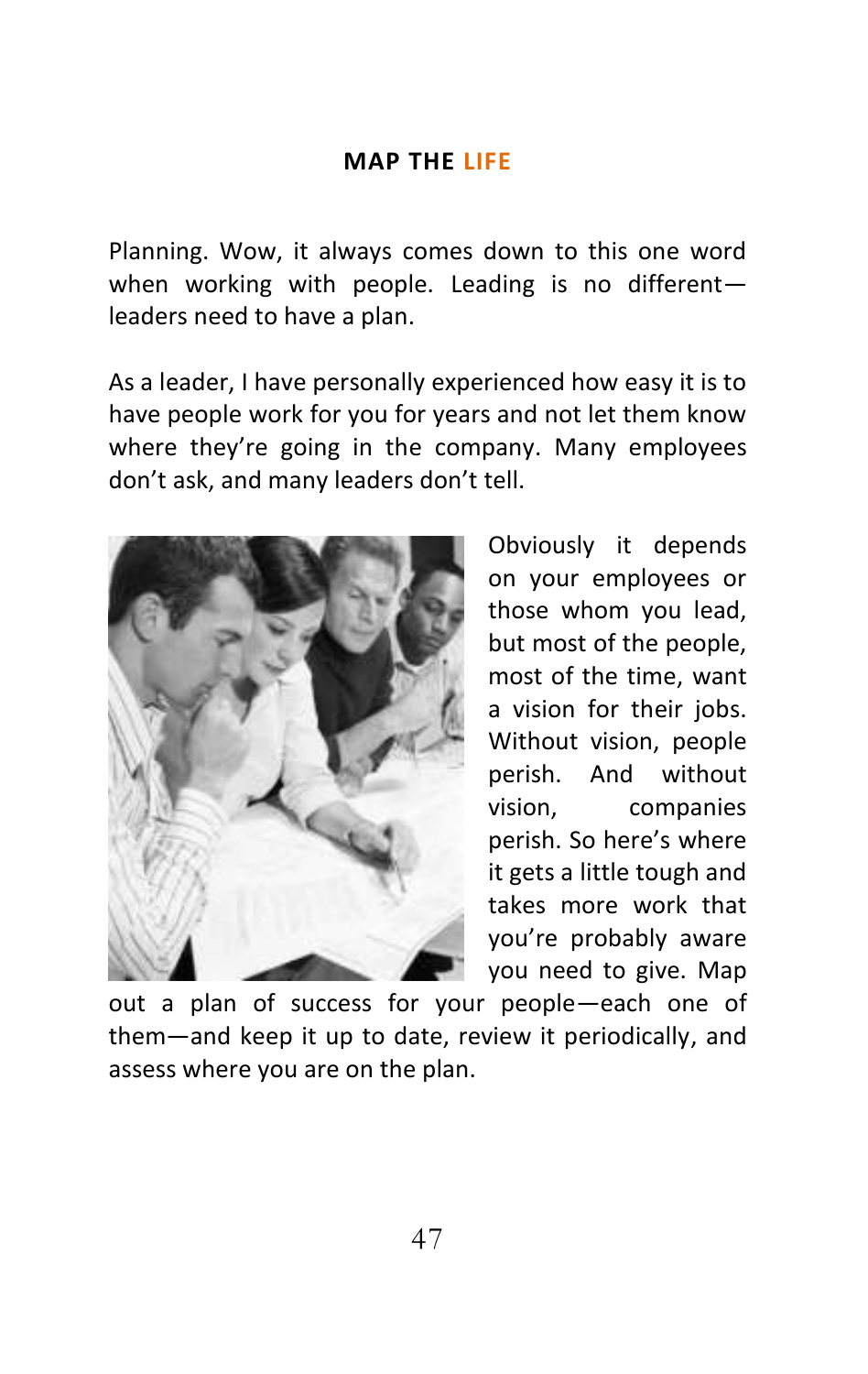## MAP THE LIFE

Planning. Wow, it always comes down to this one word when working with people. Leading is no different—leaders need to have a plan.

As a leader, I have personally experienced how easy it is to have people work for you for years and not let them know where they're going in the company. Many employees don't ask, and many leaders don't tell.

Obviously it depends on your employees or those whom you lead, but most of the people, most of the time, want a vision for their jobs. Without vision, people perish. And without vision, companies perish. So here's where it gets a little tough and takes more work that you're probably aware you need to give. Map out a plan of success for your people—each one of them—and keep it up to date, review it periodically, and assess where you are on the plan.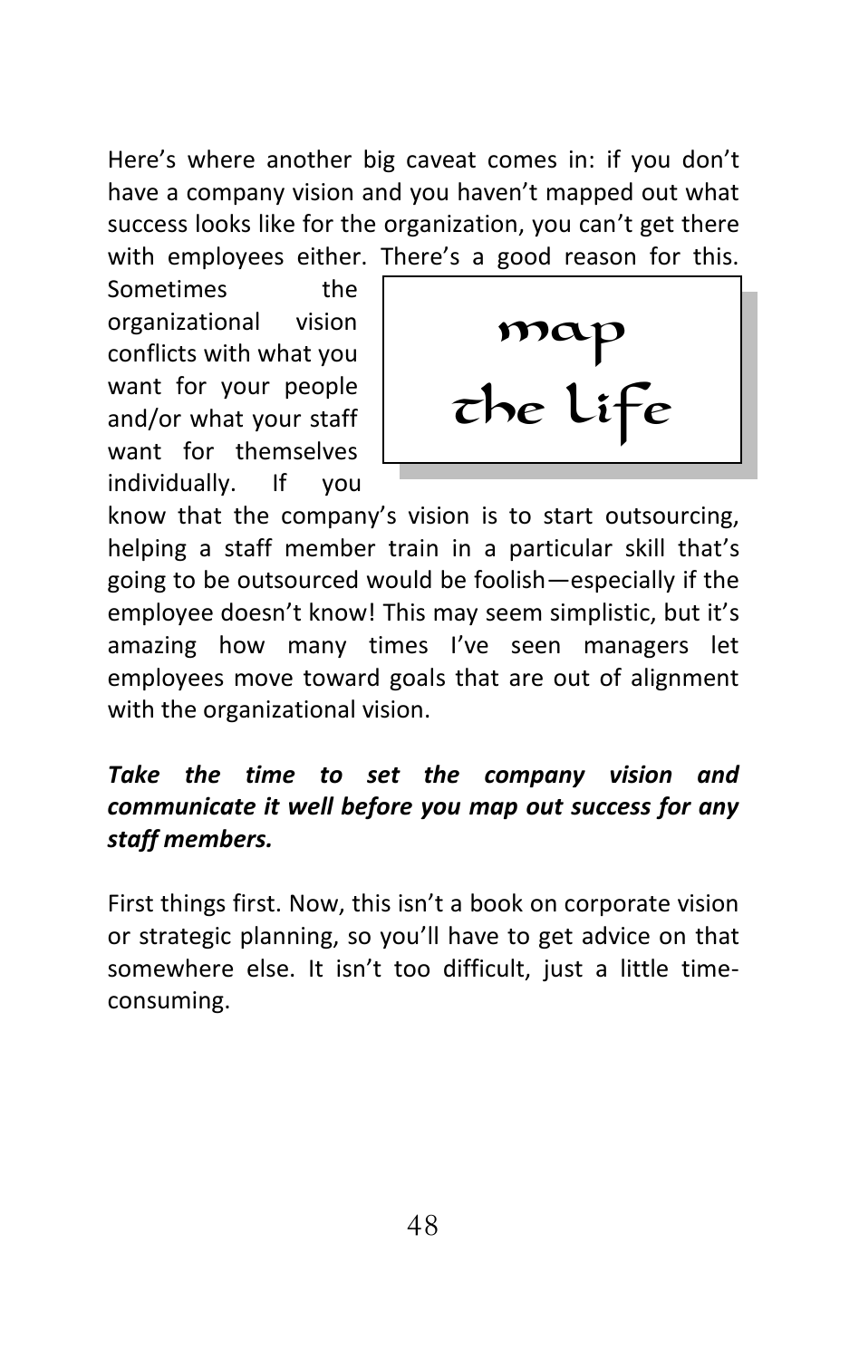Here's where another big caveat comes in: if you don't have a company vision and you haven't mapped out what success looks like for the organization, you can't get there with employees either. There's a good reason for this. Sometimes the organizational vision conflicts with what you want for your people and/or what your staff want for themselves individually. If you know that the company's vision is to start outsourcing, helping a staff member train in a particular skill that's going to be outsourced would be foolish—especially if the employee doesn't know! This may seem simplistic, but it's amazing how many times I've seen managers let employees move toward goals that are out of alignment with the organizational vision.

> map
> the life

***Take the time to set the company vision and communicate it well before you map out success for any staff members.***

First things first. Now, this isn't a book on corporate vision or strategic planning, so you'll have to get advice on that somewhere else. It isn't too difficult, just a little time-consuming.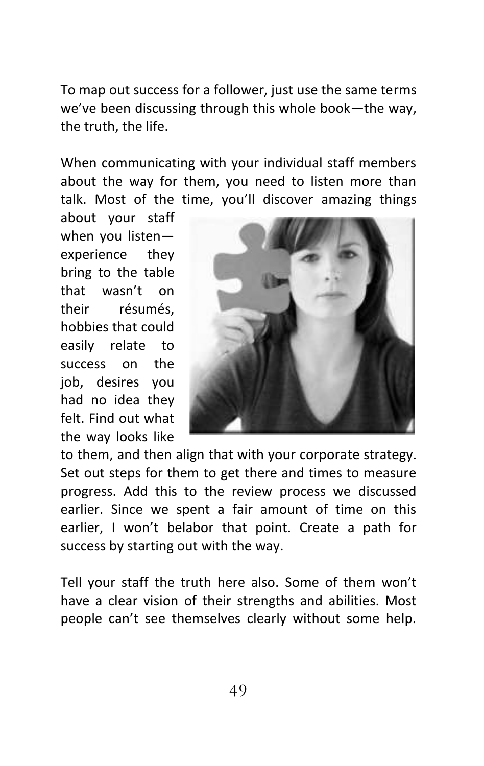To map out success for a follower, just use the same terms we've been discussing through this whole book—the way, the truth, the life.

When communicating with your individual staff members about the way for them, you need to listen more than talk. Most of the time, you'll discover amazing things about your staff when you listen—experience they bring to the table that wasn't on their résumés, hobbies that could easily relate to success on the job, desires you had no idea they felt. Find out what the way looks like to them, and then align that with your corporate strategy. Set out steps for them to get there and times to measure progress. Add this to the review process we discussed earlier. Since we spent a fair amount of time on this earlier, I won't belabor that point. Create a path for success by starting out with the way.

Tell your staff the truth here also. Some of them won't have a clear vision of their strengths and abilities. Most people can't see themselves clearly without some help.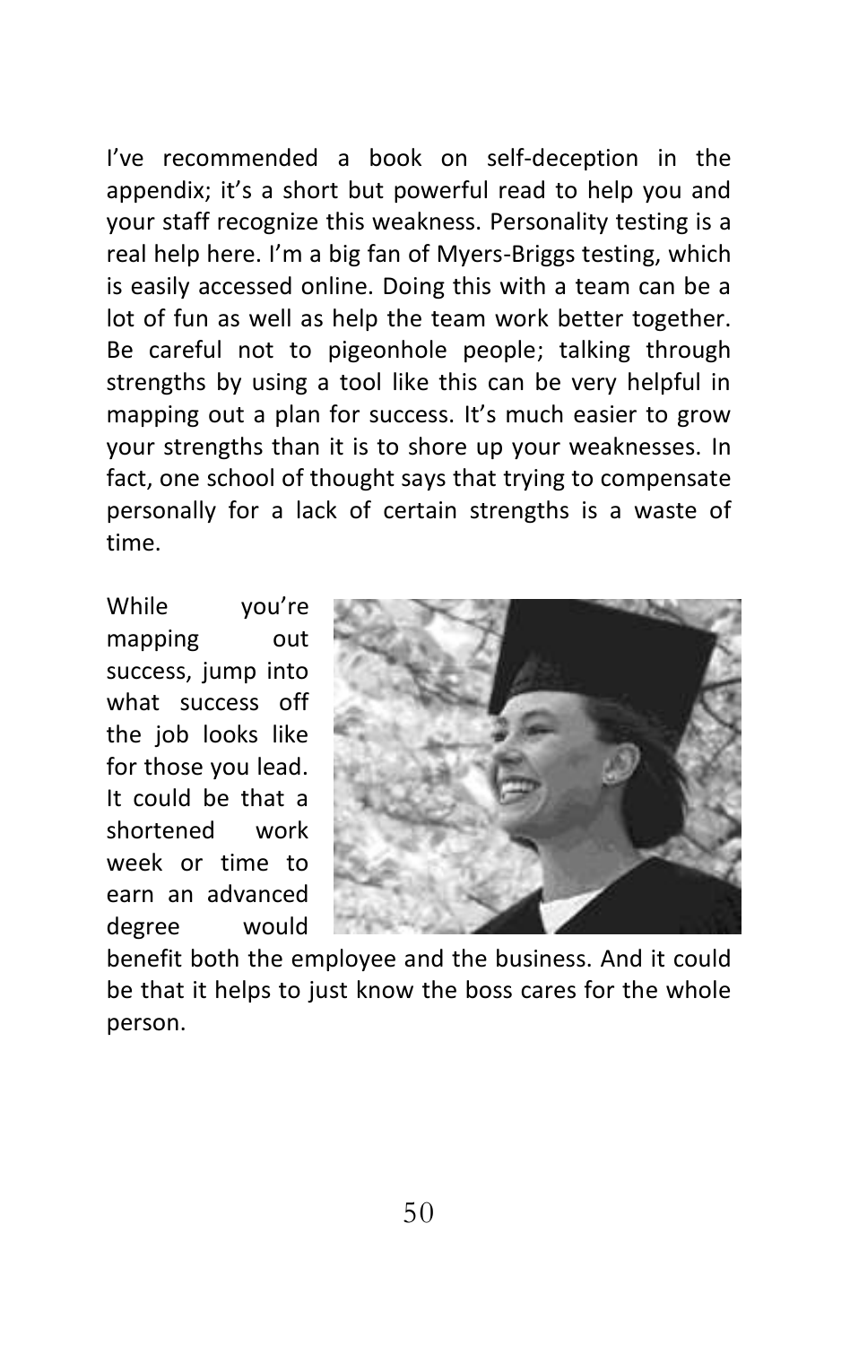I've recommended a book on self-deception in the appendix; it's a short but powerful read to help you and your staff recognize this weakness. Personality testing is a real help here. I'm a big fan of Myers-Briggs testing, which is easily accessed online. Doing this with a team can be a lot of fun as well as help the team work better together. Be careful not to pigeonhole people; talking through strengths by using a tool like this can be very helpful in mapping out a plan for success. It's much easier to grow your strengths than it is to shore up your weaknesses. In fact, one school of thought says that trying to compensate personally for a lack of certain strengths is a waste of time.

While you're mapping out success, jump into what success off the job looks like for those you lead. It could be that a shortened work week or time to earn an advanced degree would benefit both the employee and the business. And it could be that it helps to just know the boss cares for the whole person.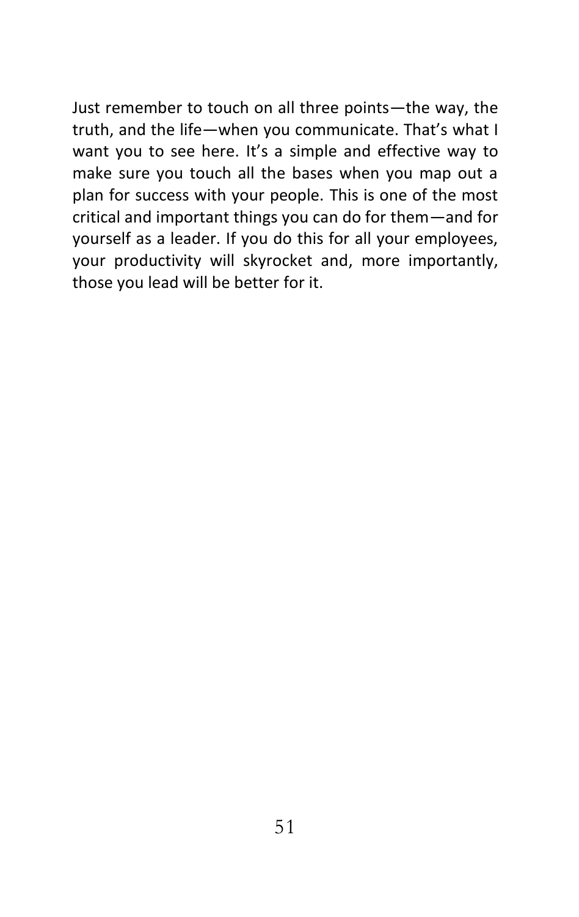Just remember to touch on all three points—the way, the truth, and the life—when you communicate. That's what I want you to see here. It's a simple and effective way to make sure you touch all the bases when you map out a plan for success with your people. This is one of the most critical and important things you can do for them—and for yourself as a leader. If you do this for all your employees, your productivity will skyrocket and, more importantly, those you lead will be better for it.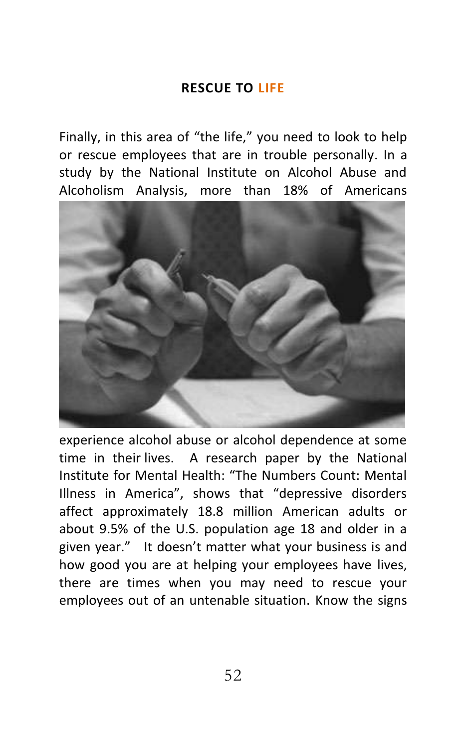**RESCUE TO LIFE**

Finally, in this area of “the life,” you need to look to help or rescue employees that are in trouble personally. In a study by the National Institute on Alcohol Abuse and Alcoholism Analysis, more than 18% of Americans experience alcohol abuse or alcohol dependence at some time in their lives. A research paper by the National Institute for Mental Health: “The Numbers Count: Mental Illness in America”, shows that “depressive disorders affect approximately 18.8 million American adults or about 9.5% of the U.S. population age 18 and older in a given year.” It doesn’t matter what your business is and how good you are at helping your employees have lives, there are times when you may need to rescue your employees out of an untenable situation. Know the signs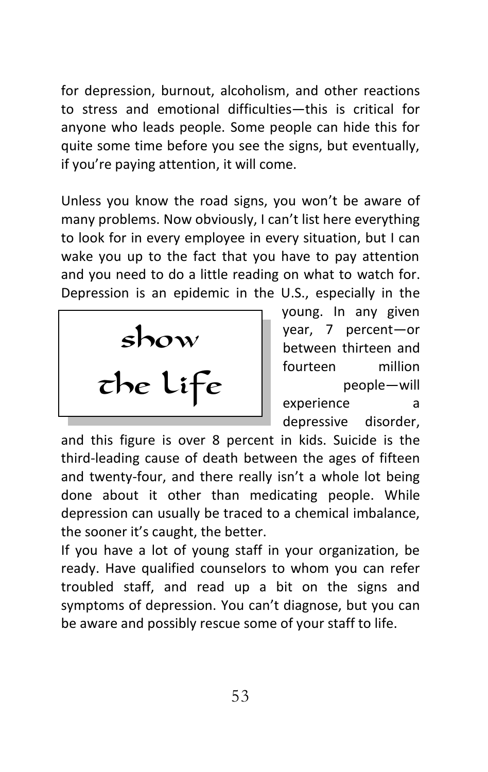for depression, burnout, alcoholism, and other reactions to stress and emotional difficulties—this is critical for anyone who leads people. Some people can hide this for quite some time before you see the signs, but eventually, if you're paying attention, it will come.

Unless you know the road signs, you won't be aware of many problems. Now obviously, I can't list here everything to look for in every employee in every situation, but I can wake you up to the fact that you have to pay attention and you need to do a little reading on what to watch for. Depression is an epidemic in the U.S., especially in the young. In any given year, 7 percent—or between thirteen and fourteen million people—will experience a depressive disorder, and this figure is over 8 percent in kids. Suicide is the third-leading cause of death between the ages of fifteen and twenty-four, and there really isn't a whole lot being done about it other than medicating people. While depression can usually be traced to a chemical imbalance, the sooner it's caught, the better.

> show the life

If you have a lot of young staff in your organization, be ready. Have qualified counselors to whom you can refer troubled staff, and read up a bit on the signs and symptoms of depression. You can't diagnose, but you can be aware and possibly rescue some of your staff to life.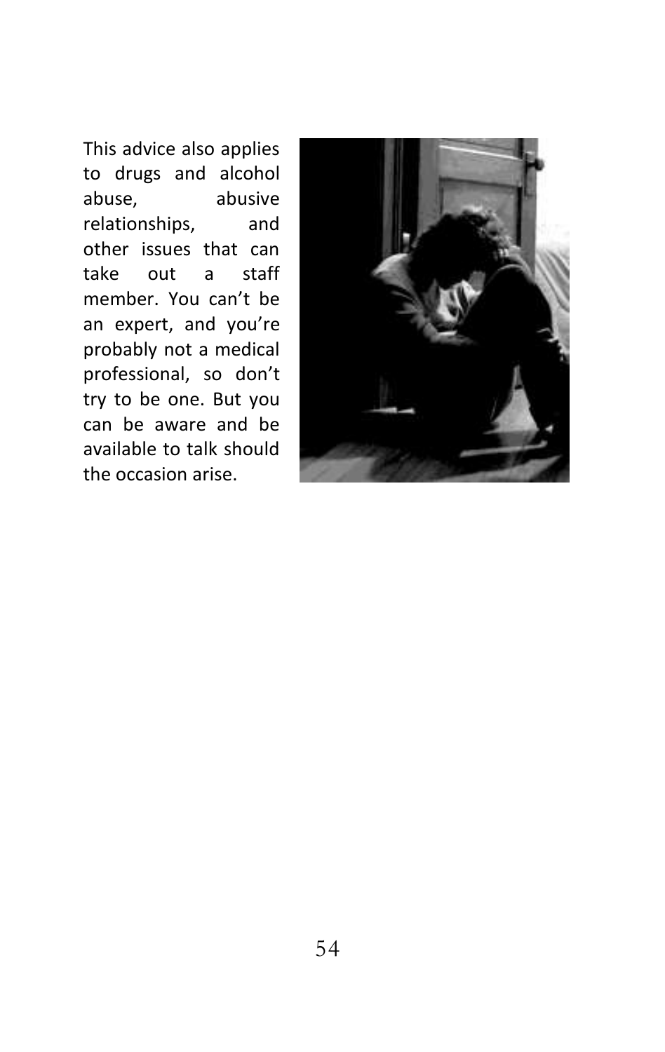This advice also applies to drugs and alcohol abuse, abusive relationships, and other issues that can take out a staff member. You can't be an expert, and you're probably not a medical professional, so don't try to be one. But you can be aware and be available to talk should the occasion arise.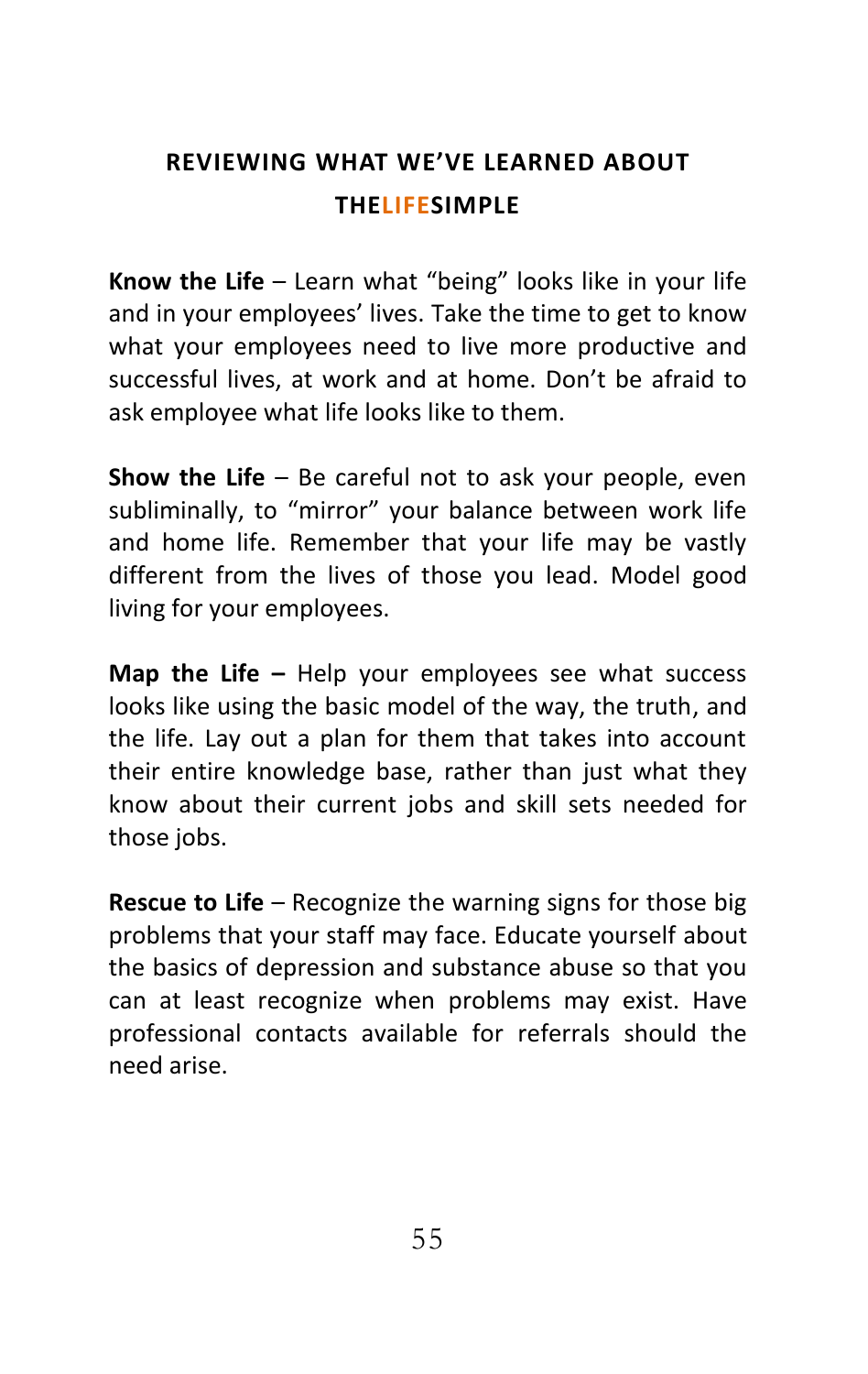## REVIEWING WHAT WE'VE LEARNED ABOUT THELIFESIMPLE

**Know the Life** – Learn what "being" looks like in your life and in your employees' lives. Take the time to get to know what your employees need to live more productive and successful lives, at work and at home. Don't be afraid to ask employee what life looks like to them.

**Show the Life** – Be careful not to ask your people, even subliminally, to "mirror" your balance between work life and home life. Remember that your life may be vastly different from the lives of those you lead. Model good living for your employees.

**Map the Life –** Help your employees see what success looks like using the basic model of the way, the truth, and the life. Lay out a plan for them that takes into account their entire knowledge base, rather than just what they know about their current jobs and skill sets needed for those jobs.

**Rescue to Life** – Recognize the warning signs for those big problems that your staff may face. Educate yourself about the basics of depression and substance abuse so that you can at least recognize when problems may exist. Have professional contacts available for referrals should the need arise.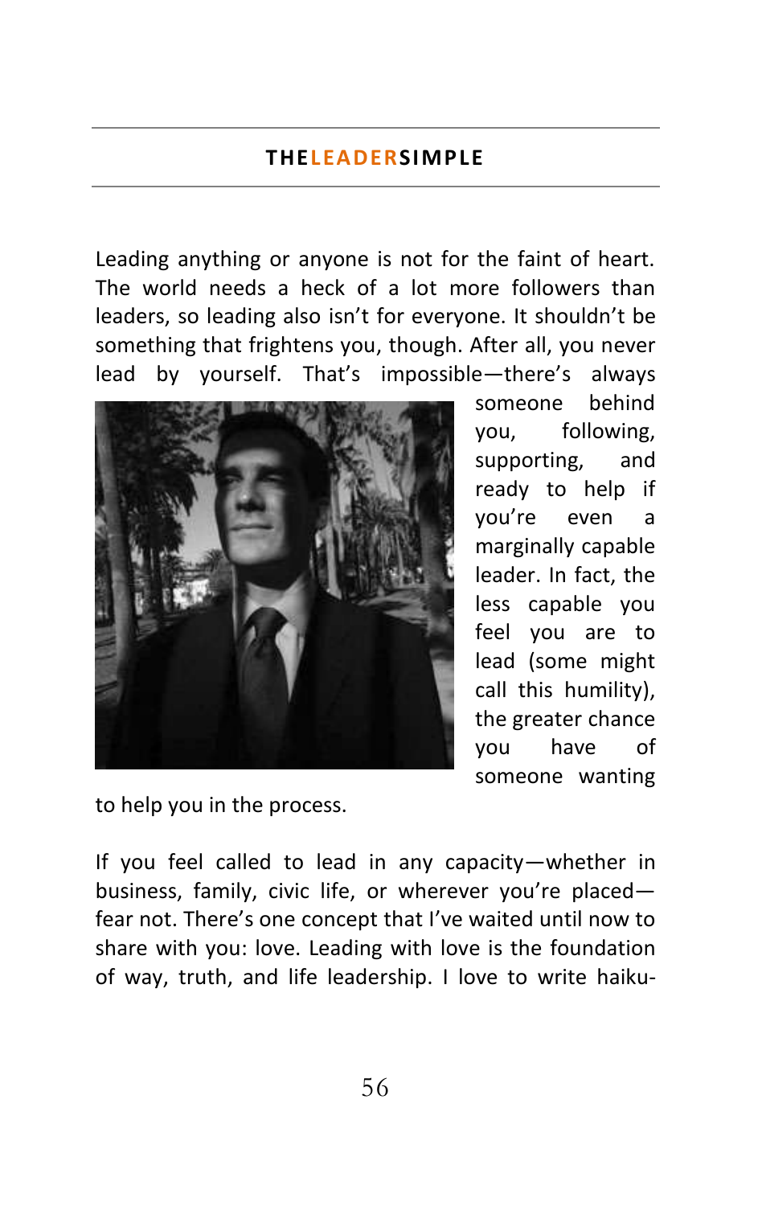Leading anything or anyone is not for the faint of heart. The world needs a heck of a lot more followers than leaders, so leading also isn't for everyone. It shouldn't be something that frightens you, though. After all, you never lead by yourself. That's impossible—there's always someone behind you, following, supporting, and ready to help if you're even a marginally capable leader. In fact, the less capable you feel you are to lead (some might call this humility), the greater chance you have of someone wanting to help you in the process.

If you feel called to lead in any capacity—whether in business, family, civic life, or wherever you're placed—fear not. There's one concept that I've waited until now to share with you: love. Leading with love is the foundation of way, truth, and life leadership. I love to write haiku-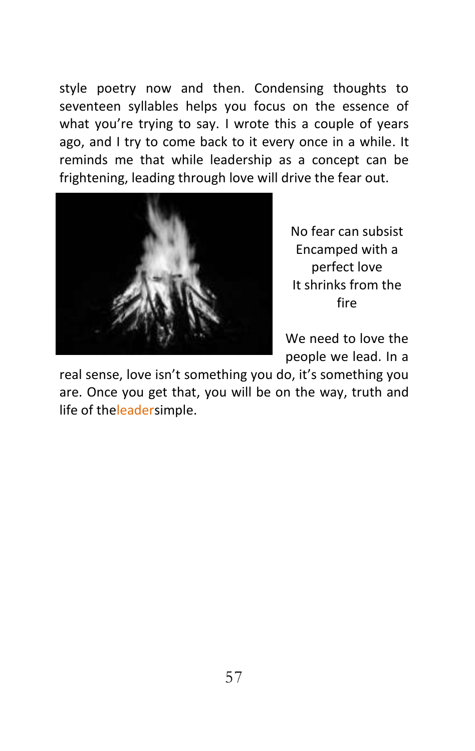style poetry now and then. Condensing thoughts to seventeen syllables helps you focus on the essence of what you're trying to say. I wrote this a couple of years ago, and I try to come back to it every once in a while. It reminds me that while leadership as a concept can be frightening, leading through love will drive the fear out.

No fear can subsist  
Encamped with a perfect love  
It shrinks from the fire

We need to love the people we lead. In a real sense, love isn't something you do, it's something you are. Once you get that, you will be on the way, truth and life of theleadersimple.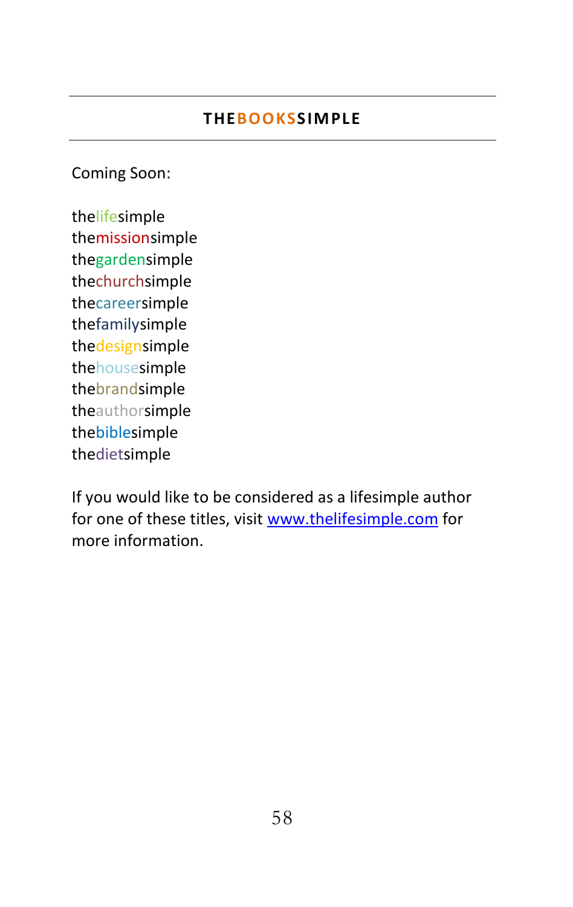## THEBOOKSSIMPLE

Coming Soon:

thelifesimple  
themissionsimple  
thegardensimple  
thechurchsimple  
thecareersimple  
thefamilysimple  
thedesignsimple  
thehousesimple  
thebrandsimple  
theauthorsimple  
thebiblesimple  
thedietsimple

If you would like to be considered as a lifesimple author for one of these titles, visit www.thelifesimple.com for more information.